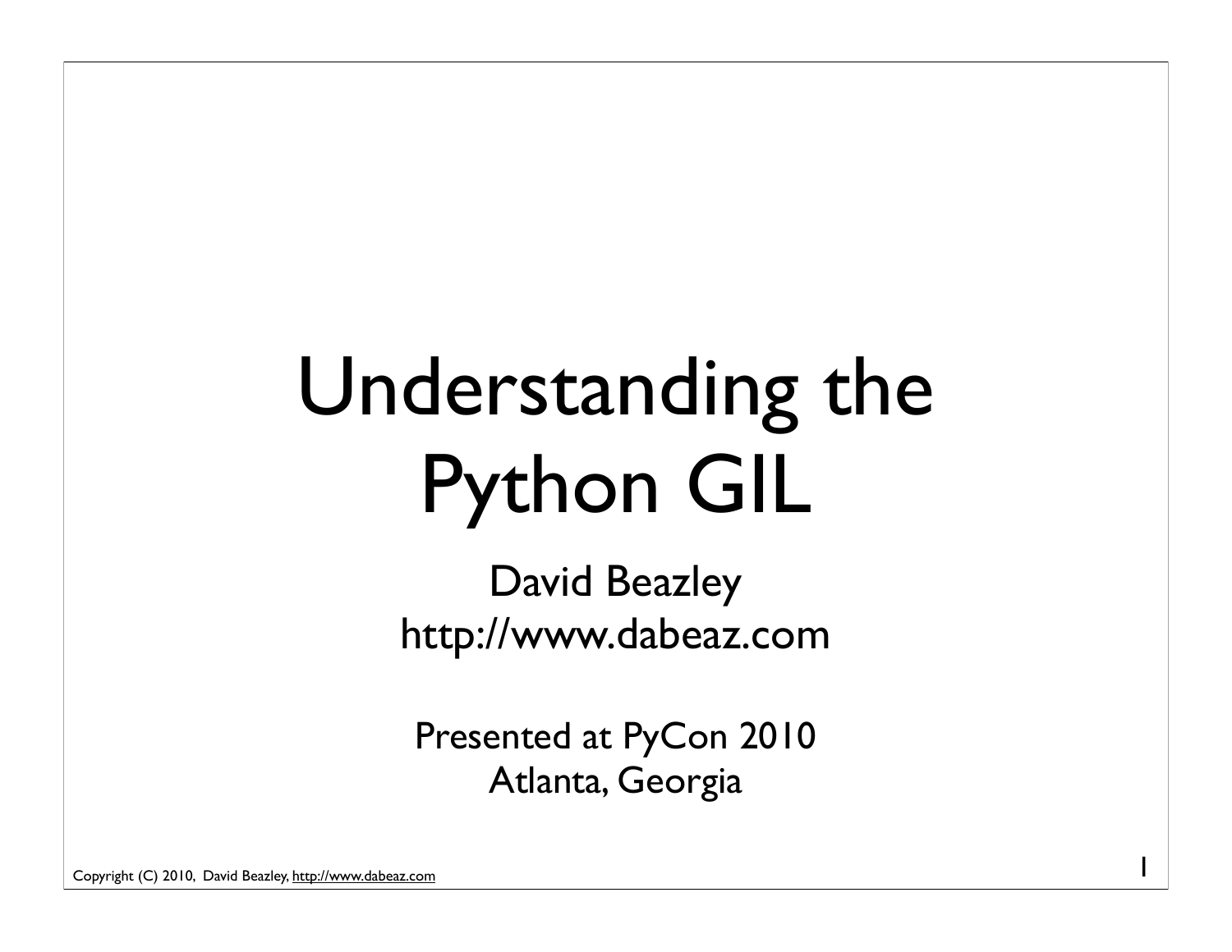# Understanding the Python GIL

David Beazley
http://www.dabeaz.com

Presented at PyCon 2010
Atlanta, Georgia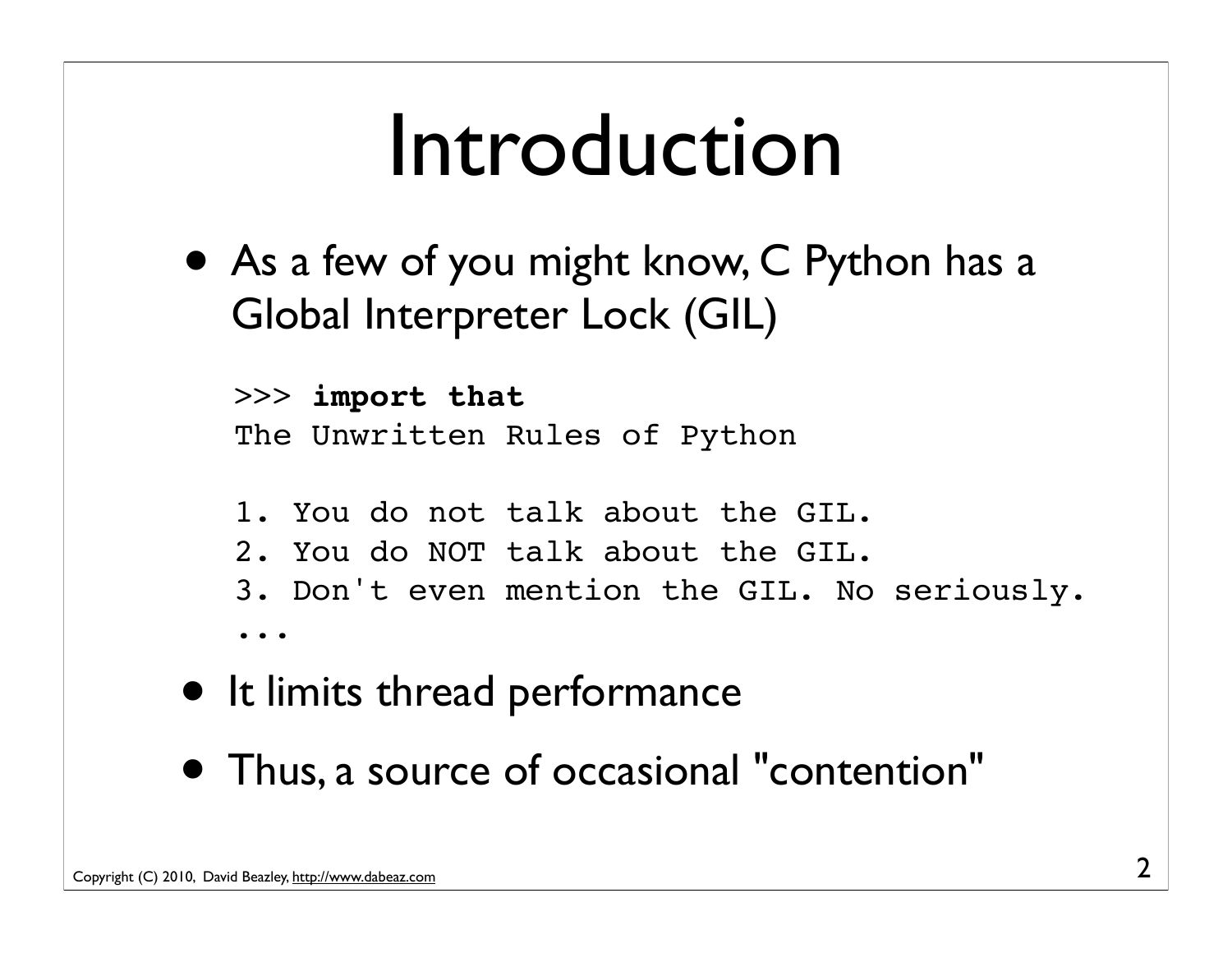# Introduction

- As a few of you might know, C Python has a Global Interpreter Lock (GIL)

```
>>> import that
The Unwritten Rules of Python

1. You do not talk about the GIL.
2. You do NOT talk about the GIL.
3. Don't even mention the GIL. No seriously.
...
```

- It limits thread performance
- Thus, a source of occasional "contention"

Copyright (C) 2010, David Beazley, http://www.dabeaz.com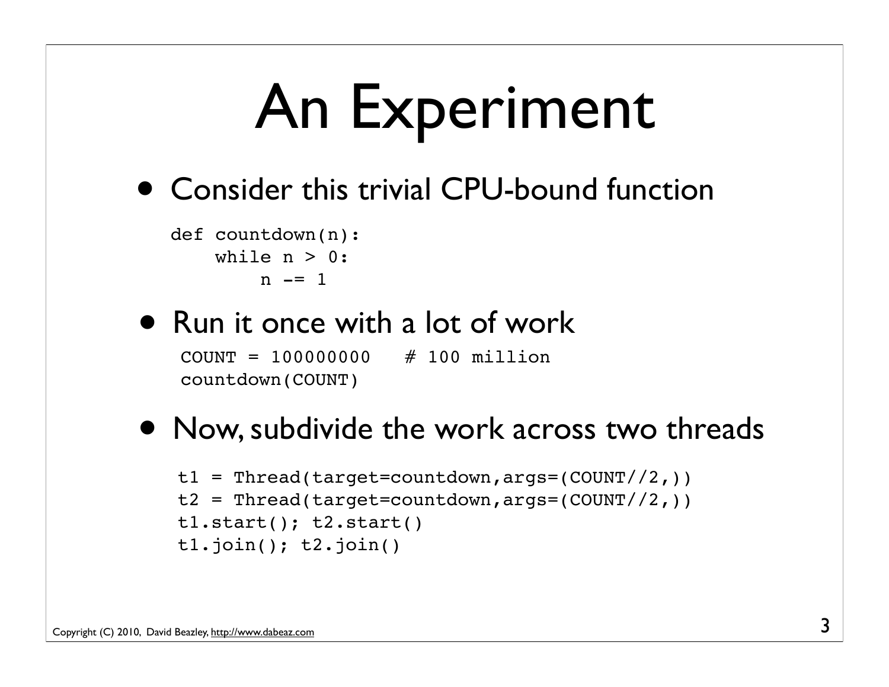# An Experiment

- Consider this trivial CPU-bound function

```
def countdown(n):
    while n > 0:
        n -= 1
```

- Run it once with a lot of work

```
COUNT = 100000000   # 100 million
countdown(COUNT)
```

- Now, subdivide the work across two threads

```
t1 = Thread(target=countdown,args=(COUNT//2,))
t2 = Thread(target=countdown,args=(COUNT//2,))
t1.start(); t2.start()
t1.join(); t2.join()
```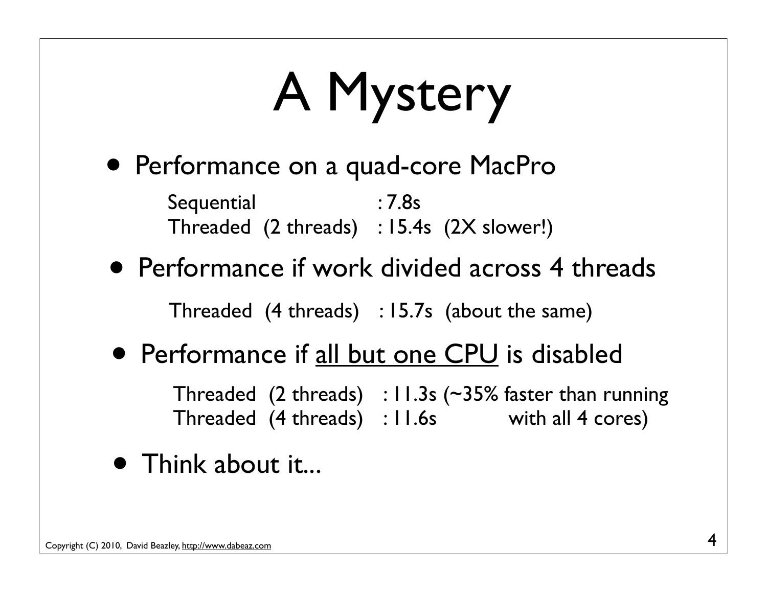# A Mystery

- Performance on a quad-core MacPro

```
Sequential              : 7.8s
Threaded  (2 threads)   : 15.4s  (2X slower!)
```

- Performance if work divided across 4 threads

```
Threaded  (4 threads)   : 15.7s  (about the same)
```

- Performance if <u>all but one CPU</u> is disabled

```
Threaded  (2 threads)   : 11.3s (~35% faster than running
Threaded  (4 threads)   : 11.6s          with all 4 cores)
```

- Think about it...

Copyright (C) 2010, David Beazley, http://www.dabeaz.com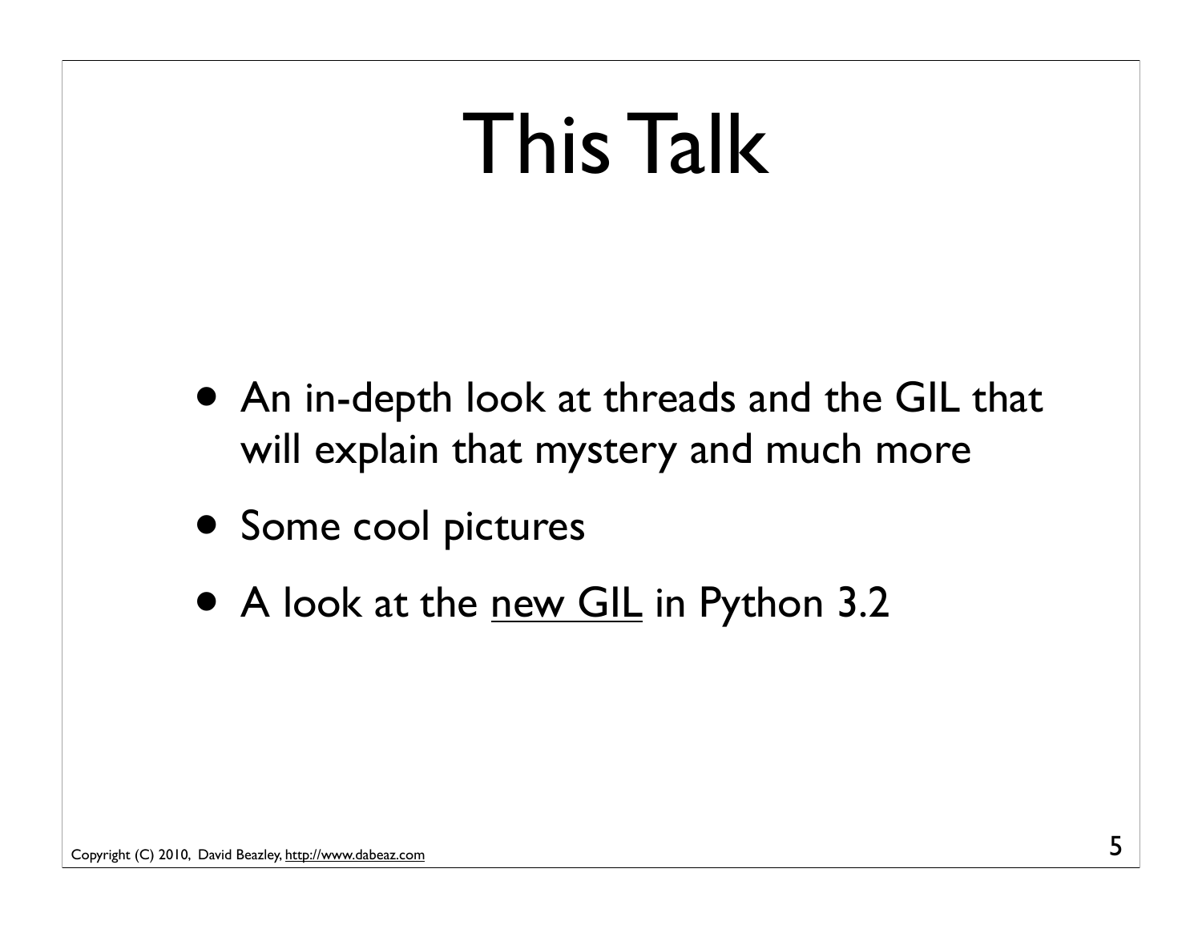# This Talk

- An in-depth look at threads and the GIL that will explain that mystery and much more
- Some cool pictures
- A look at the new GIL in Python 3.2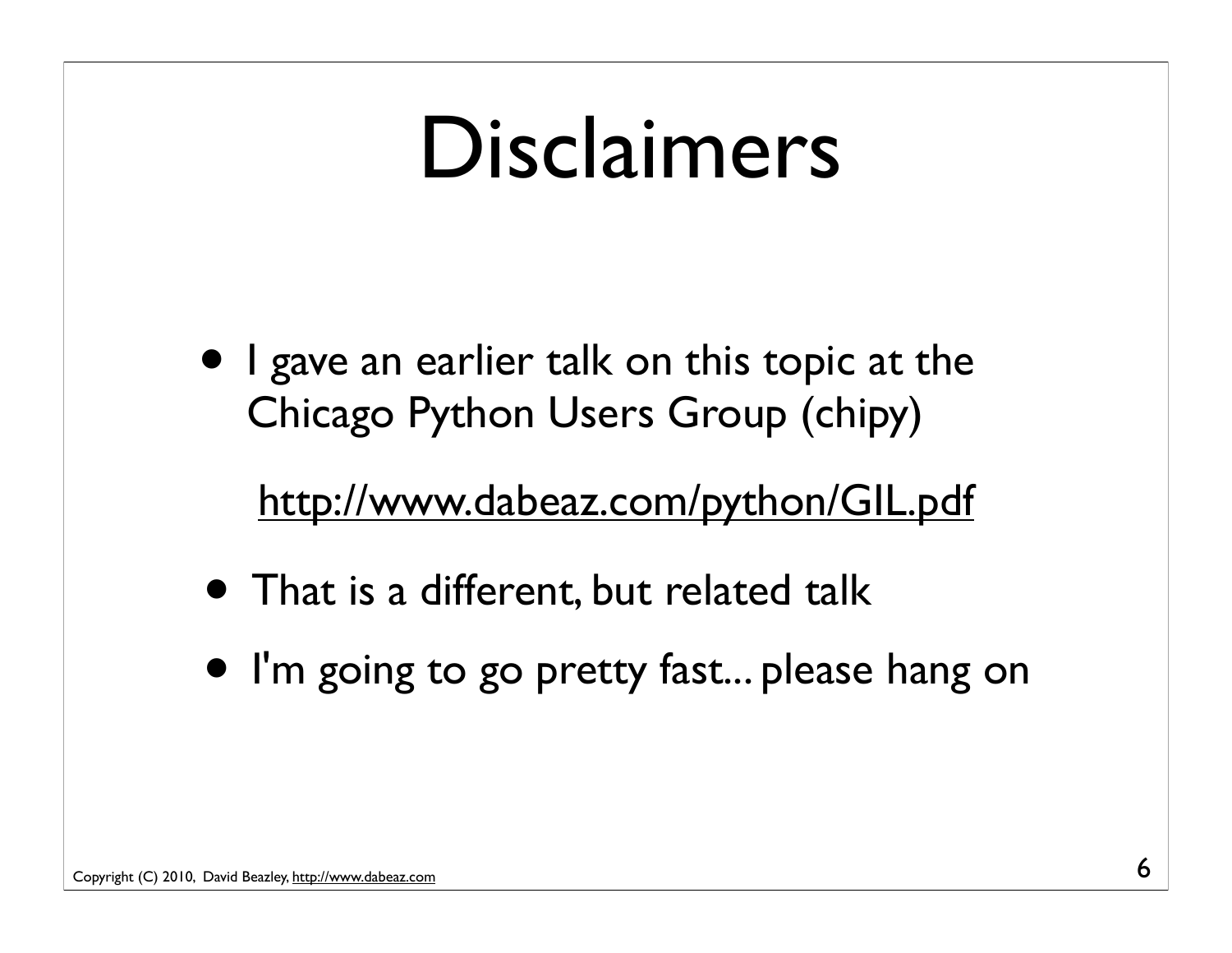# Disclaimers

- I gave an earlier talk on this topic at the Chicago Python Users Group (chipy)

  http://www.dabeaz.com/python/GIL.pdf

- That is a different, but related talk
- I'm going to go pretty fast... please hang on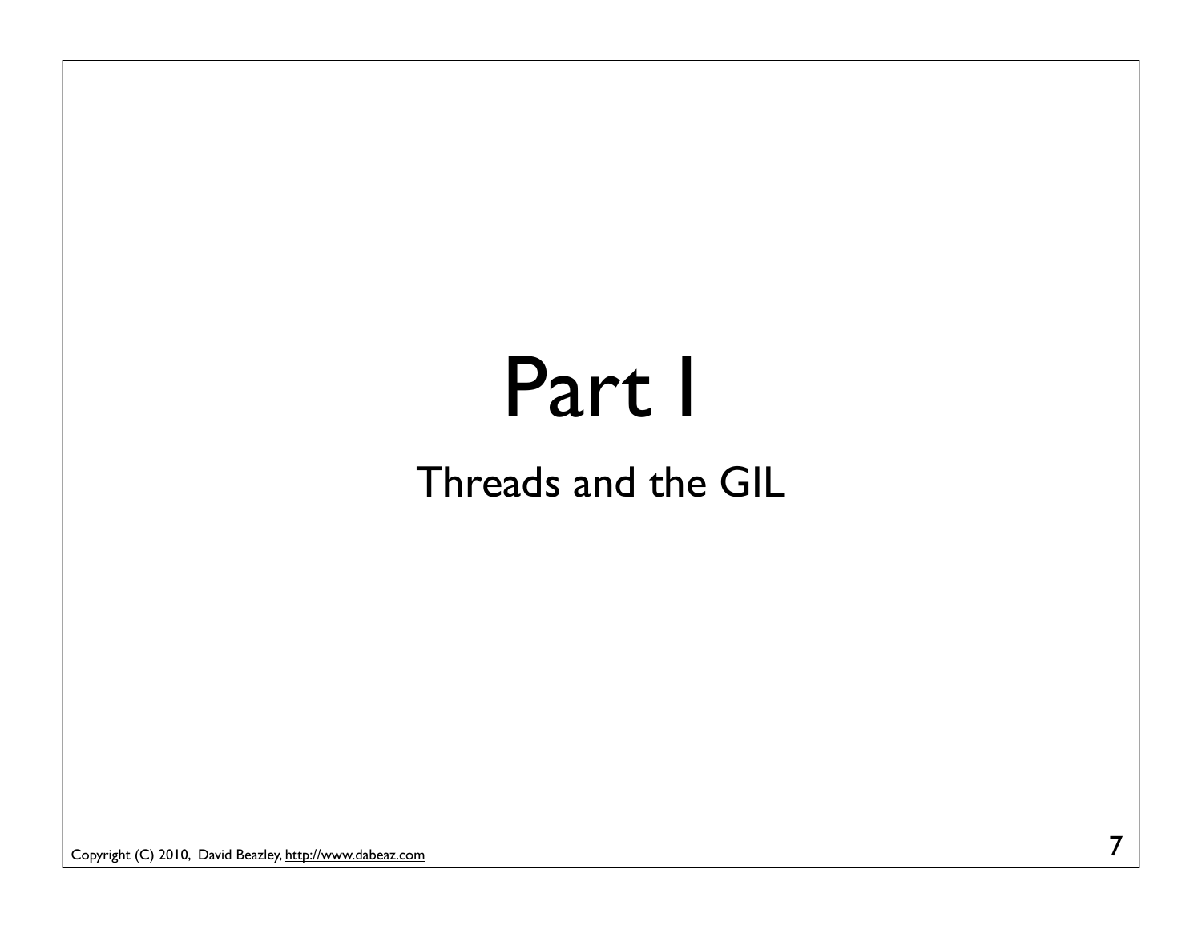# Part I

## Threads and the GIL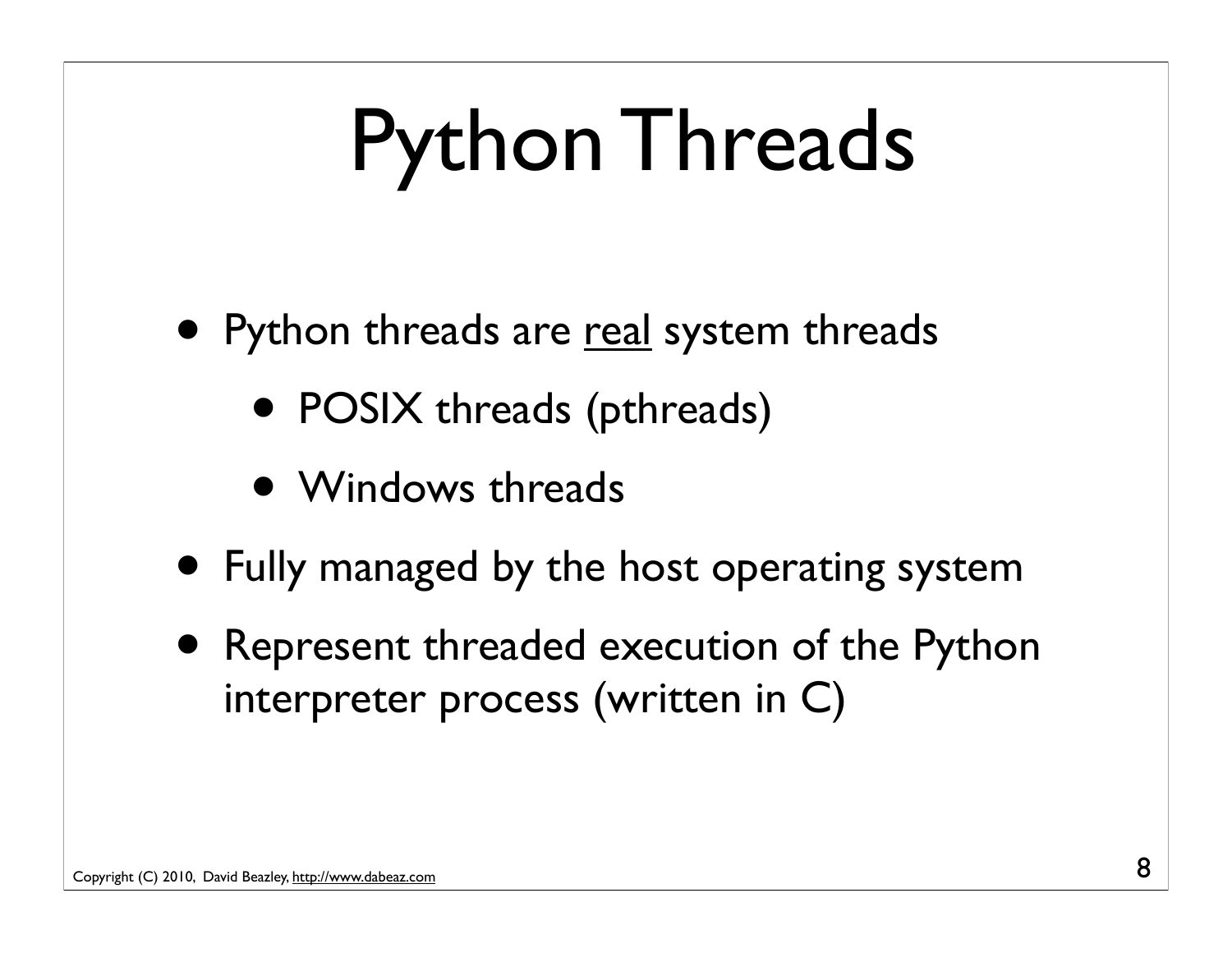# Python Threads

- Python threads are <u>real</u> system threads
  - POSIX threads (pthreads)
  - Windows threads
- Fully managed by the host operating system
- Represent threaded execution of the Python interpreter process (written in C)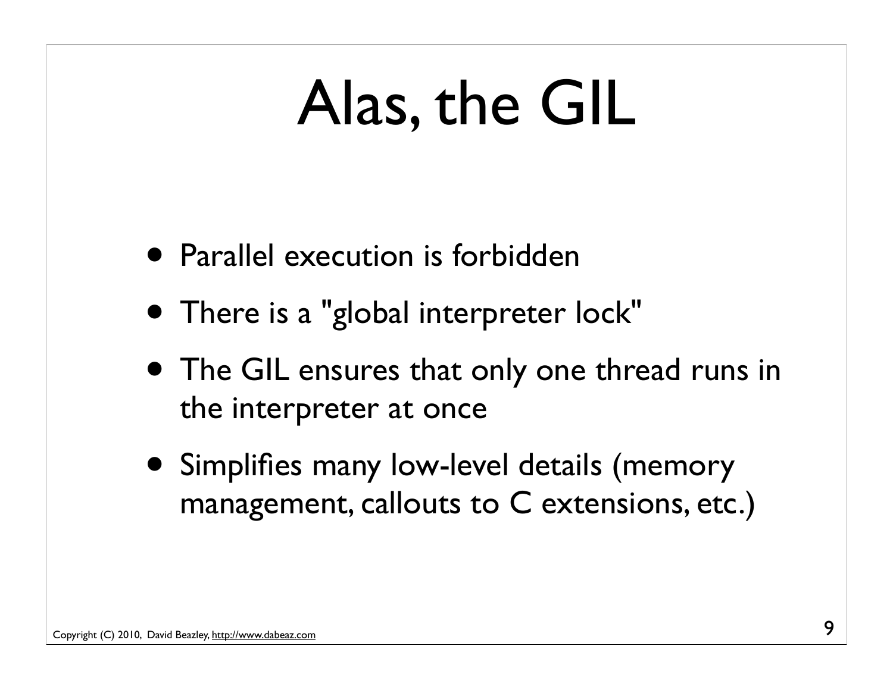# Alas, the GIL

- Parallel execution is forbidden
- There is a "global interpreter lock"
- The GIL ensures that only one thread runs in the interpreter at once
- Simplifies many low-level details (memory management, callouts to C extensions, etc.)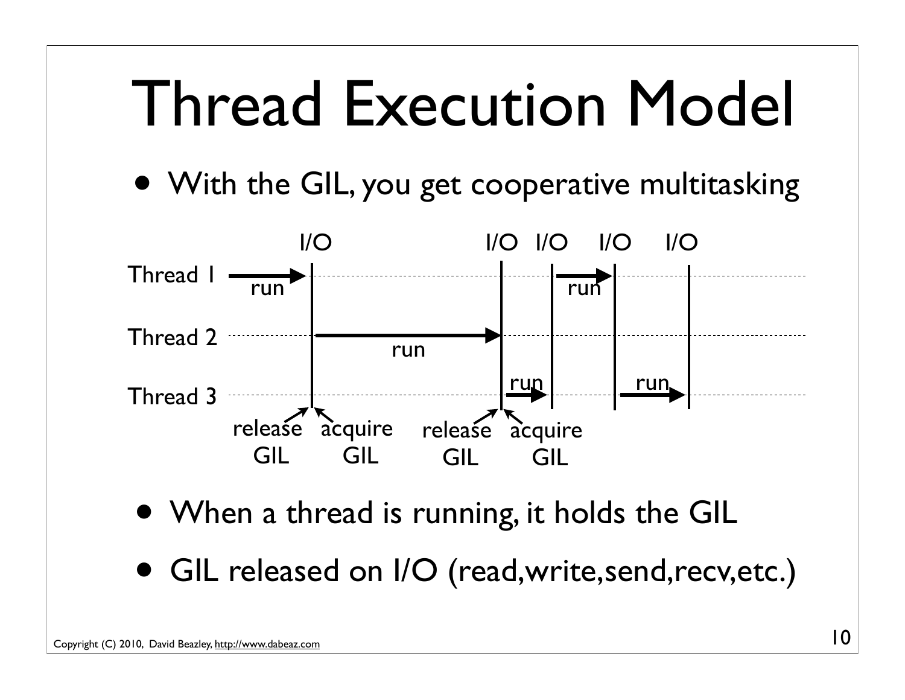# Thread Execution Model

- With the GIL, you get cooperative multitasking

I/O I/O I/O I/O I/O

Thread 1 run run

Thread 2 run

Thread 3 run run

release GIL acquire GIL release GIL acquire GIL

- When a thread is running, it holds the GIL
- GIL released on I/O (read,write,send,recv,etc.)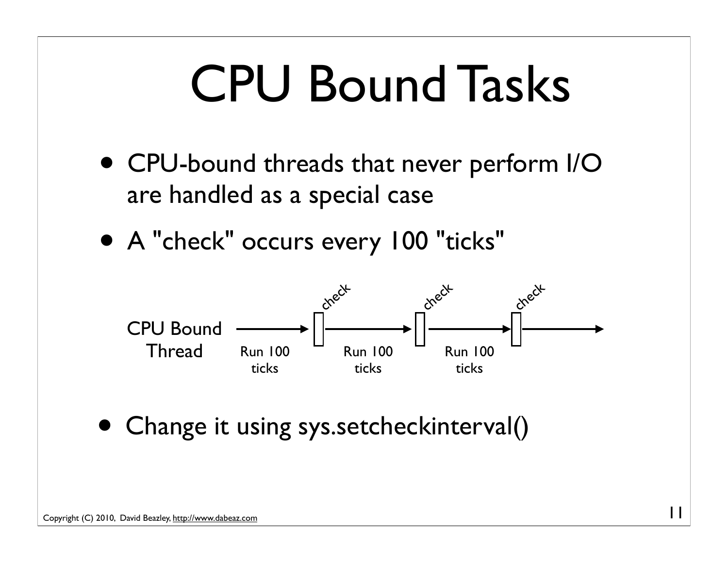# CPU Bound Tasks

- CPU-bound threads that never perform I/O are handled as a special case
- A "check" occurs every 100 "ticks"

CPU Bound Thread → Run 100 ticks → check → Run 100 ticks → check → Run 100 ticks → check →

- Change it using sys.setcheckinterval()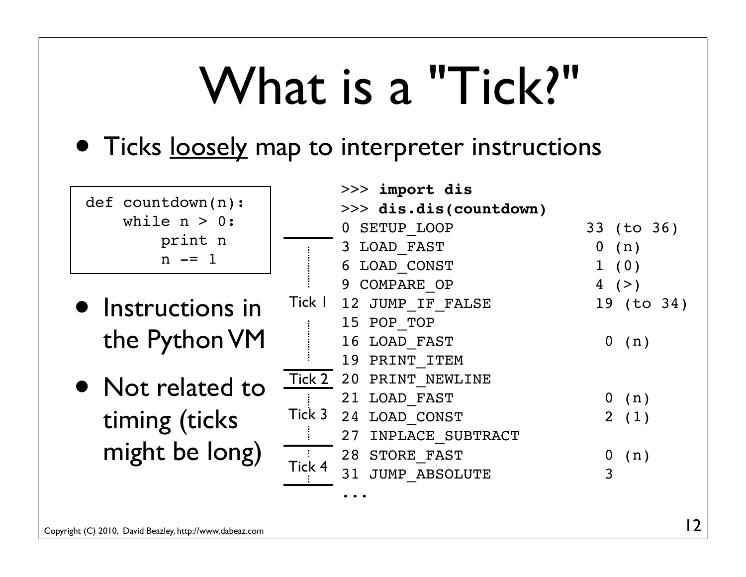# What is a "Tick?"

- Ticks loosely map to interpreter instructions

```
def countdown(n):
    while n > 0:
        print n
        n -= 1
```

- Instructions in the Python VM
- Not related to timing (ticks might be long)

```
>>> import dis
>>> dis.dis(countdown)
         0 SETUP_LOOP           33 (to 36)
         3 LOAD_FAST             0 (n)
         6 LOAD_CONST            1 (0)
         9 COMPARE_OP            4 (>)
Tick 1  12 JUMP_IF_FALSE        19 (to 34)
        15 POP_TOP
        16 LOAD_FAST             0 (n)
        19 PRINT_ITEM
Tick 2  20 PRINT_NEWLINE
        21 LOAD_FAST             0 (n)
Tick 3  24 LOAD_CONST            2 (1)
        27 INPLACE_SUBTRACT
        28 STORE_FAST            0 (n)
Tick 4  31 JUMP_ABSOLUTE         3
...
```

Copyright (C) 2010, David Beazley, http://www.dabeaz.com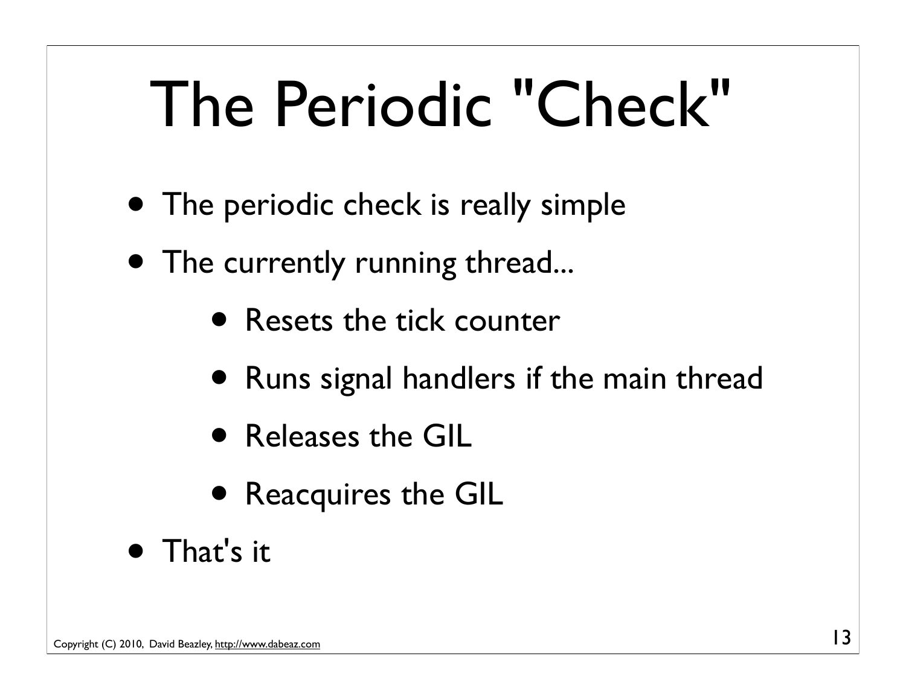# The Periodic "Check"

- The periodic check is really simple
- The currently running thread...
  - Resets the tick counter
  - Runs signal handlers if the main thread
  - Releases the GIL
  - Reacquires the GIL
- That's it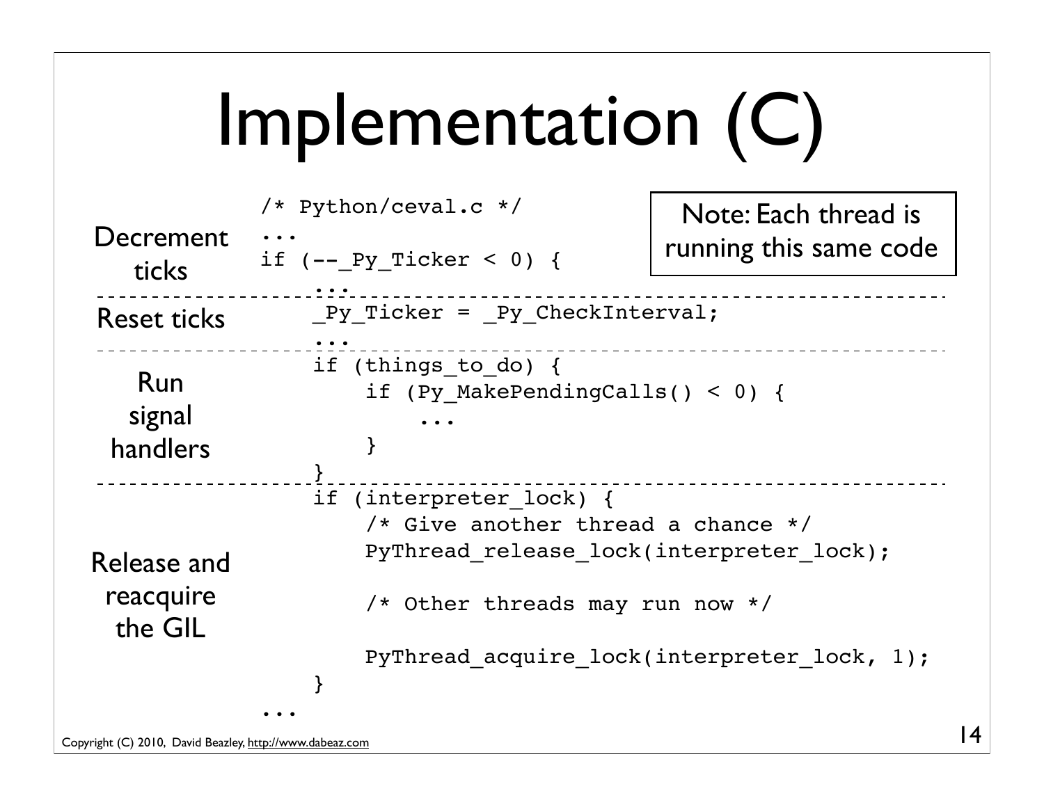# Implementation (C)

Note: Each thread is running this same code

**Decrement ticks**

```
/* Python/ceval.c */
...
if (--_Py_Ticker < 0) {
    ...
```

**Reset ticks**

```
    _Py_Ticker = _Py_CheckInterval;
    ...
```

**Run signal handlers**

```
    if (things_to_do) {
        if (Py_MakePendingCalls() < 0) {
            ...
        }
    }
```

**Release and reacquire the GIL**

```
    if (interpreter_lock) {
        /* Give another thread a chance */
        PyThread_release_lock(interpreter_lock);

        /* Other threads may run now */

        PyThread_acquire_lock(interpreter_lock, 1);
    }
...
```

Copyright (C) 2010, David Beazley, http://www.dabeaz.com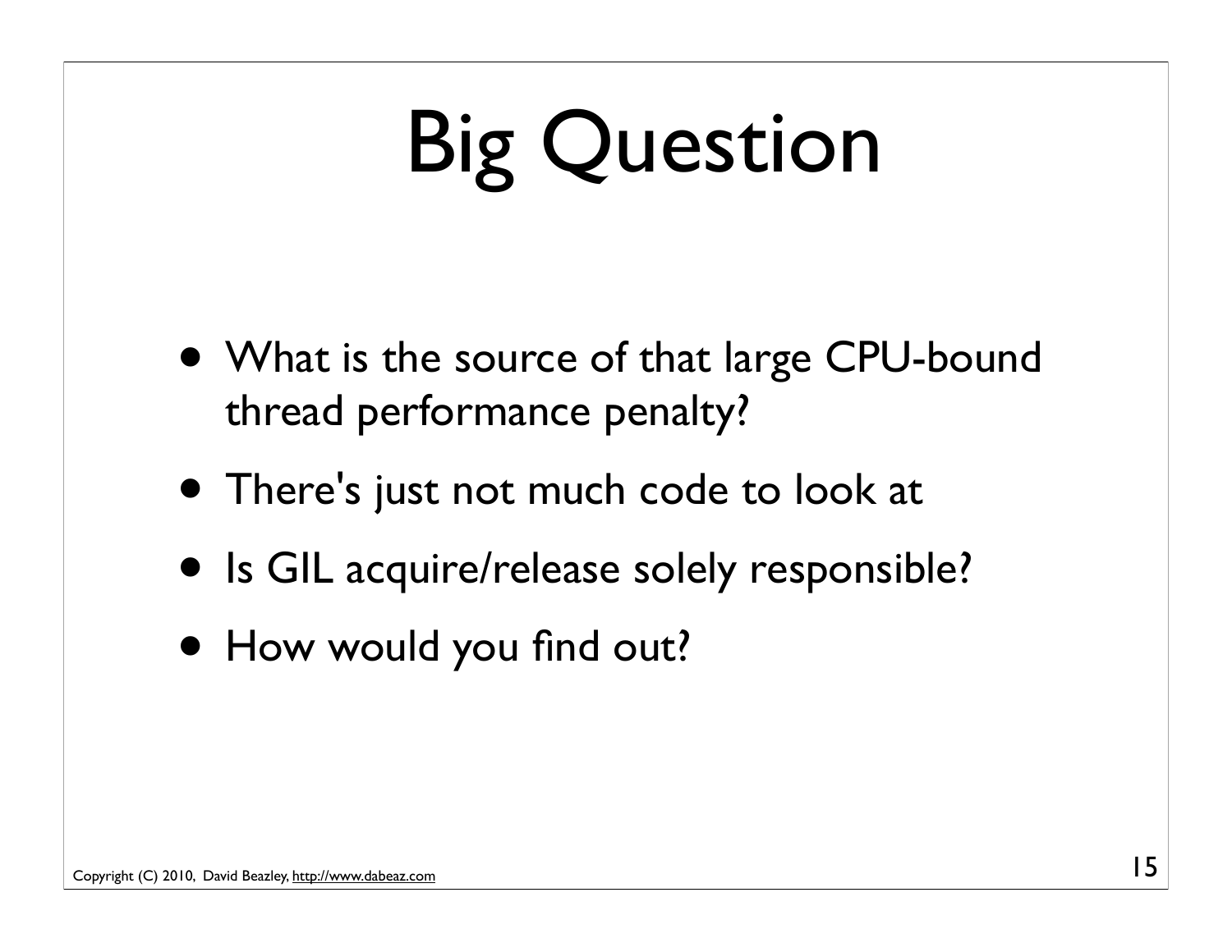# Big Question

- What is the source of that large CPU-bound thread performance penalty?
- There's just not much code to look at
- Is GIL acquire/release solely responsible?
- How would you find out?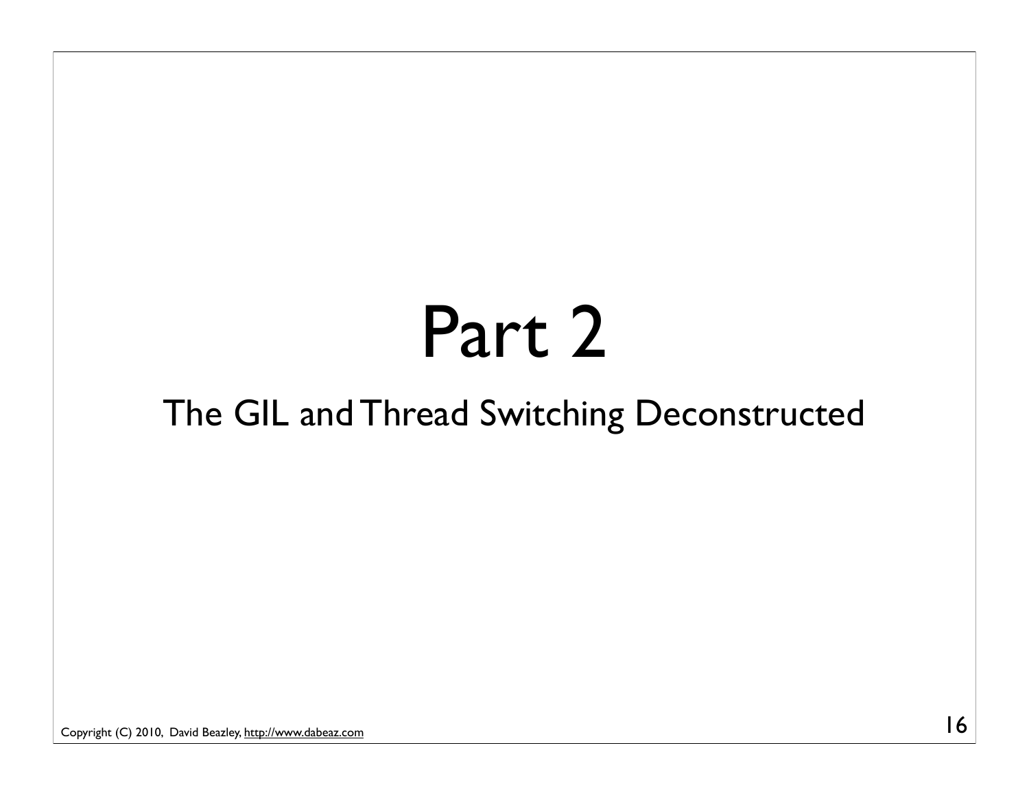# Part 2

## The GIL and Thread Switching Deconstructed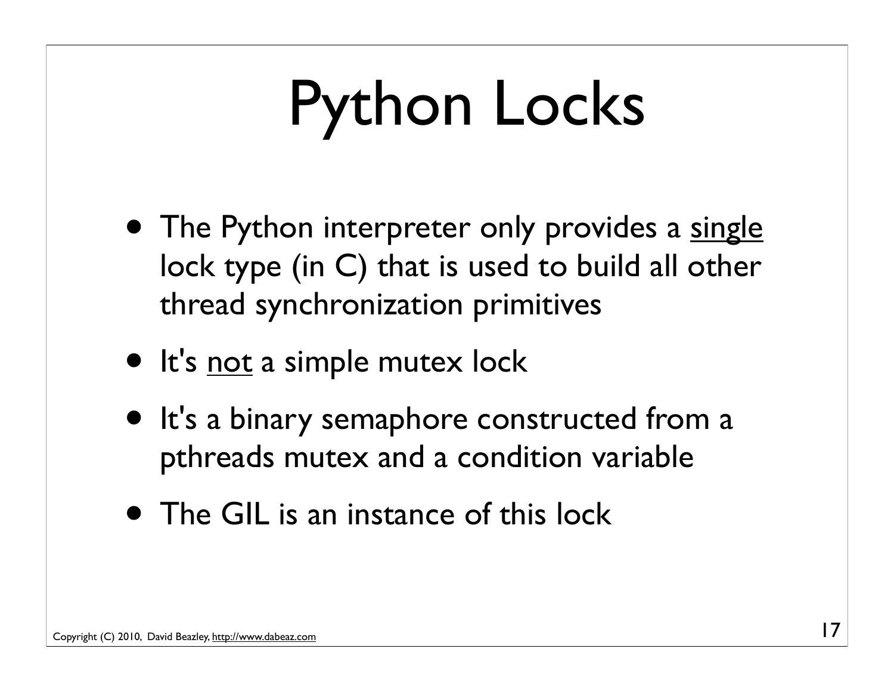# Python Locks

- The Python interpreter only provides a <u>single</u> lock type (in C) that is used to build all other thread synchronization primitives
- It's <u>not</u> a simple mutex lock
- It's a binary semaphore constructed from a pthreads mutex and a condition variable
- The GIL is an instance of this lock

Copyright (C) 2010, David Beazley, http://www.dabeaz.com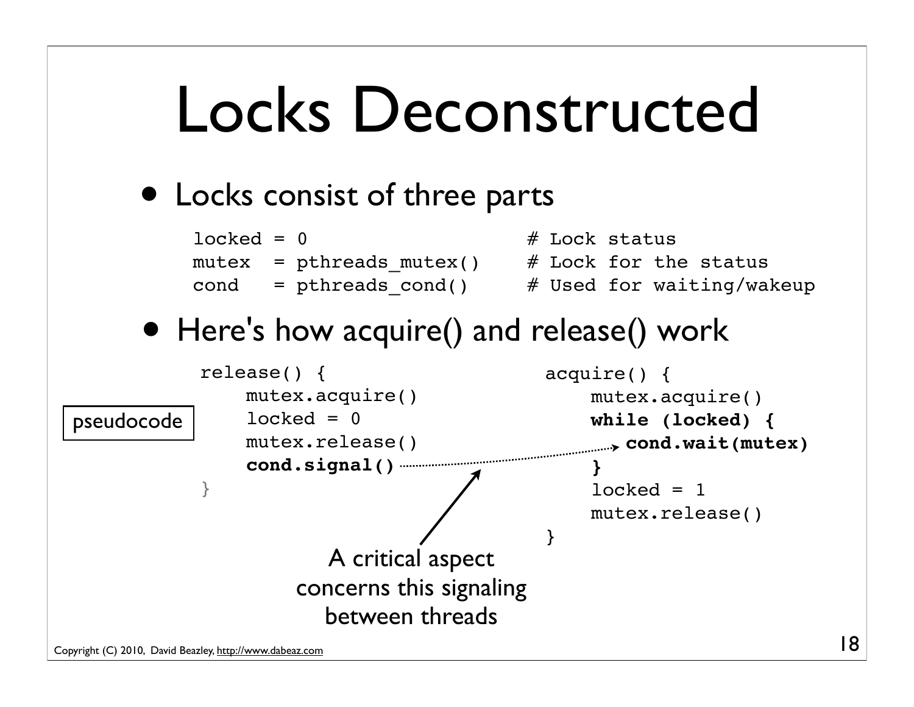# Locks Deconstructed

- Locks consist of three parts

```
locked = 0                    # Lock status
mutex  = pthreads_mutex()     # Lock for the status
cond   = pthreads_cond()      # Used for waiting/wakeup
```

- Here's how acquire() and release() work

pseudocode

```
release() {
    mutex.acquire()
    locked = 0
    mutex.release()
    cond.signal()
}
```

```
acquire() {
    mutex.acquire()
    while (locked) {
        cond.wait(mutex)
    }
    locked = 1
    mutex.release()
}
```

A critical aspect concerns this signaling between threads

Copyright (C) 2010, David Beazley, http://www.dabeaz.com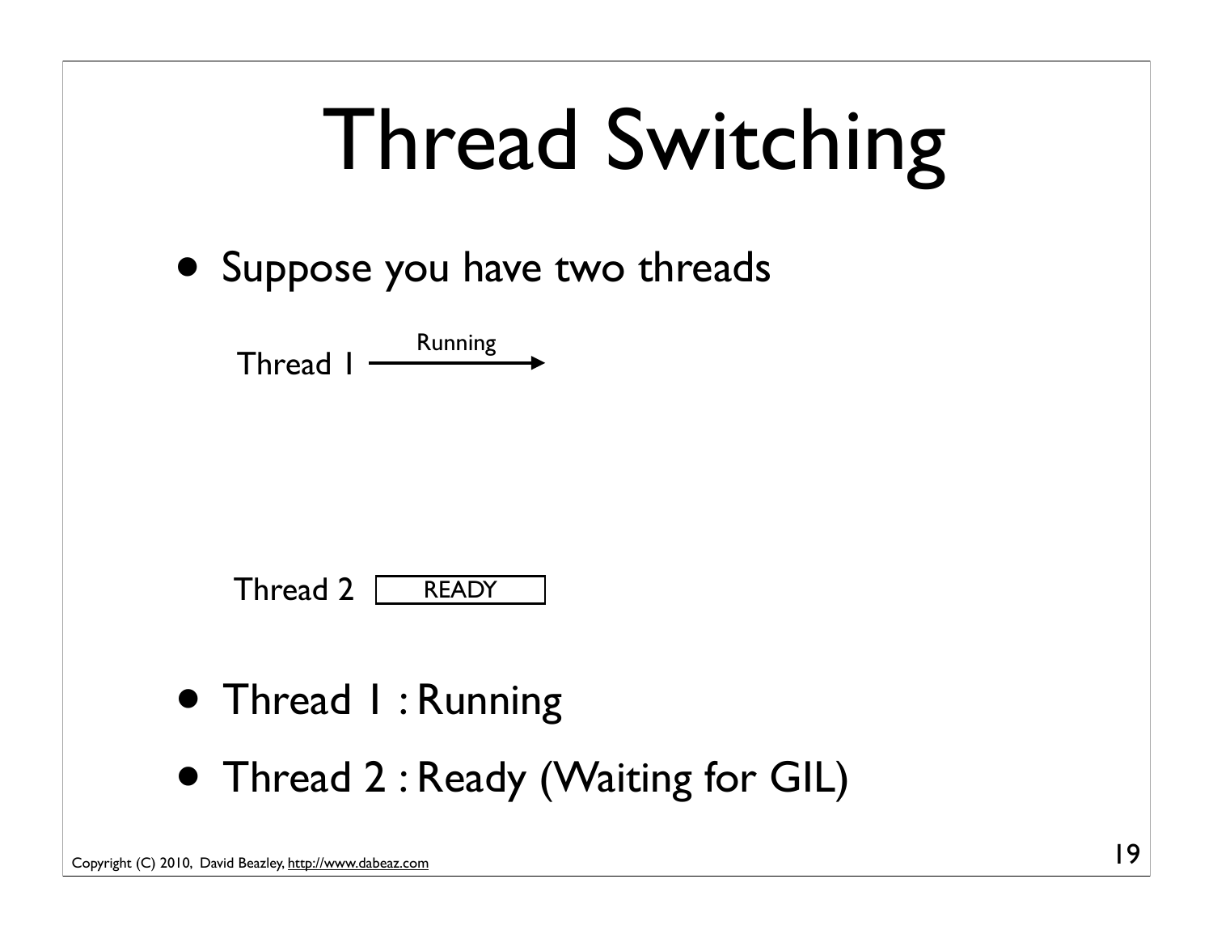# Thread Switching

- Suppose you have two threads

Thread 1 —Running→

Thread 2 [READY]

- Thread 1 : Running
- Thread 2 : Ready (Waiting for GIL)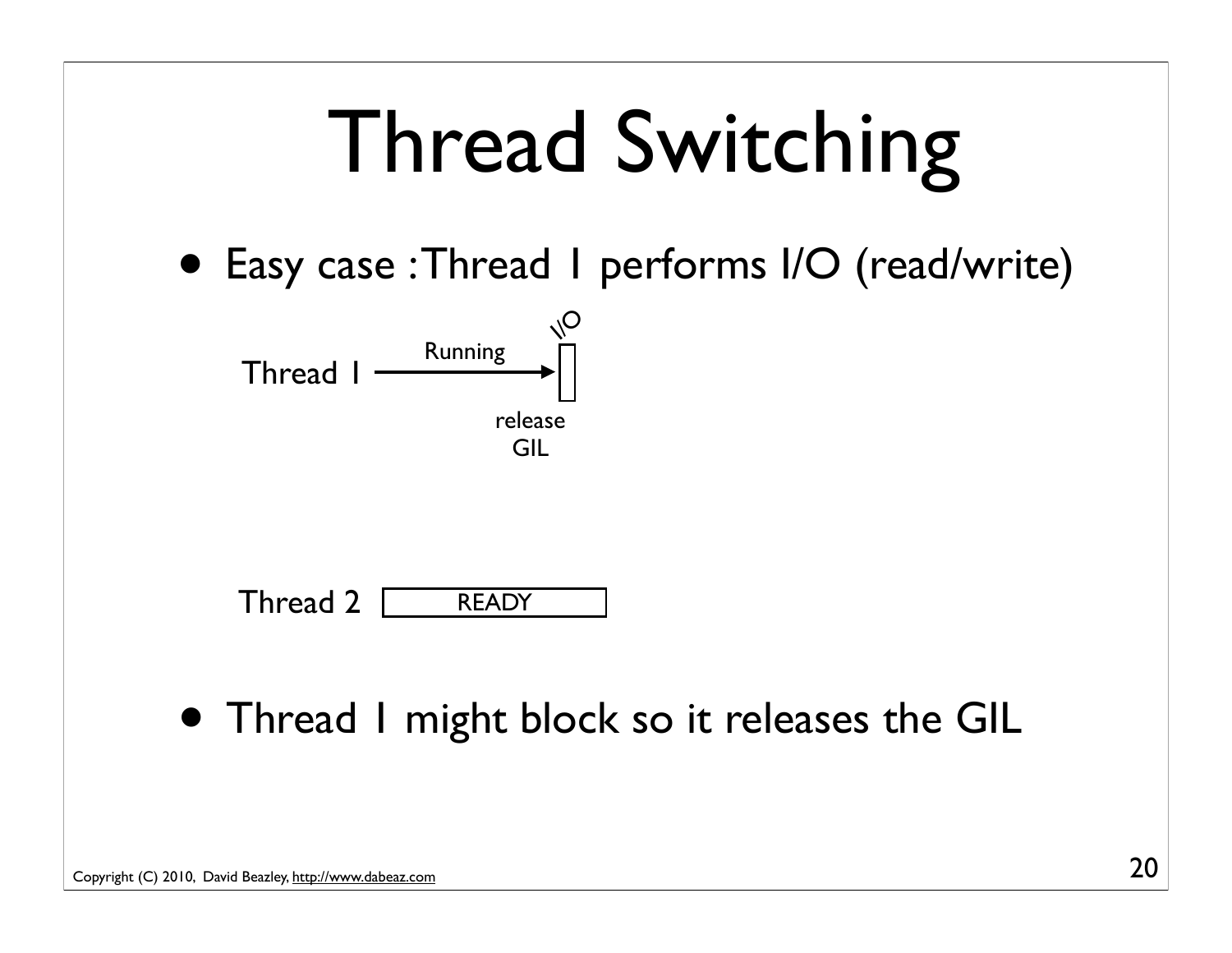# Thread Switching

- Easy case : Thread 1 performs I/O (read/write)

Thread 1 —Running→ I/O, release GIL

Thread 2 READY

- Thread 1 might block so it releases the GIL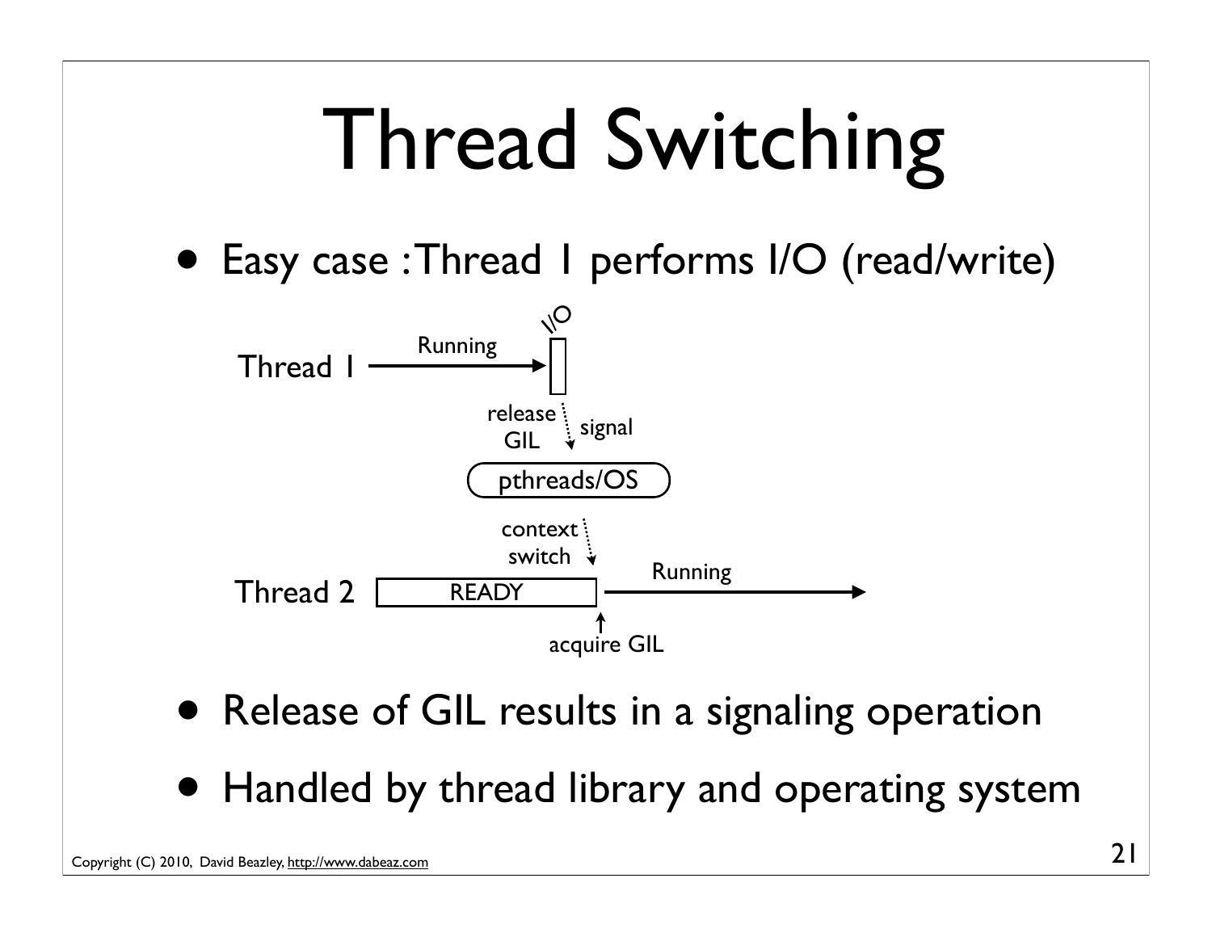# Thread Switching

- Easy case : Thread 1 performs I/O (read/write)

Thread 1 — Running → I/O

release GIL — signal → pthreads/OS

context switch → Thread 2 READY → Running

acquire GIL

- Release of GIL results in a signaling operation
- Handled by thread library and operating system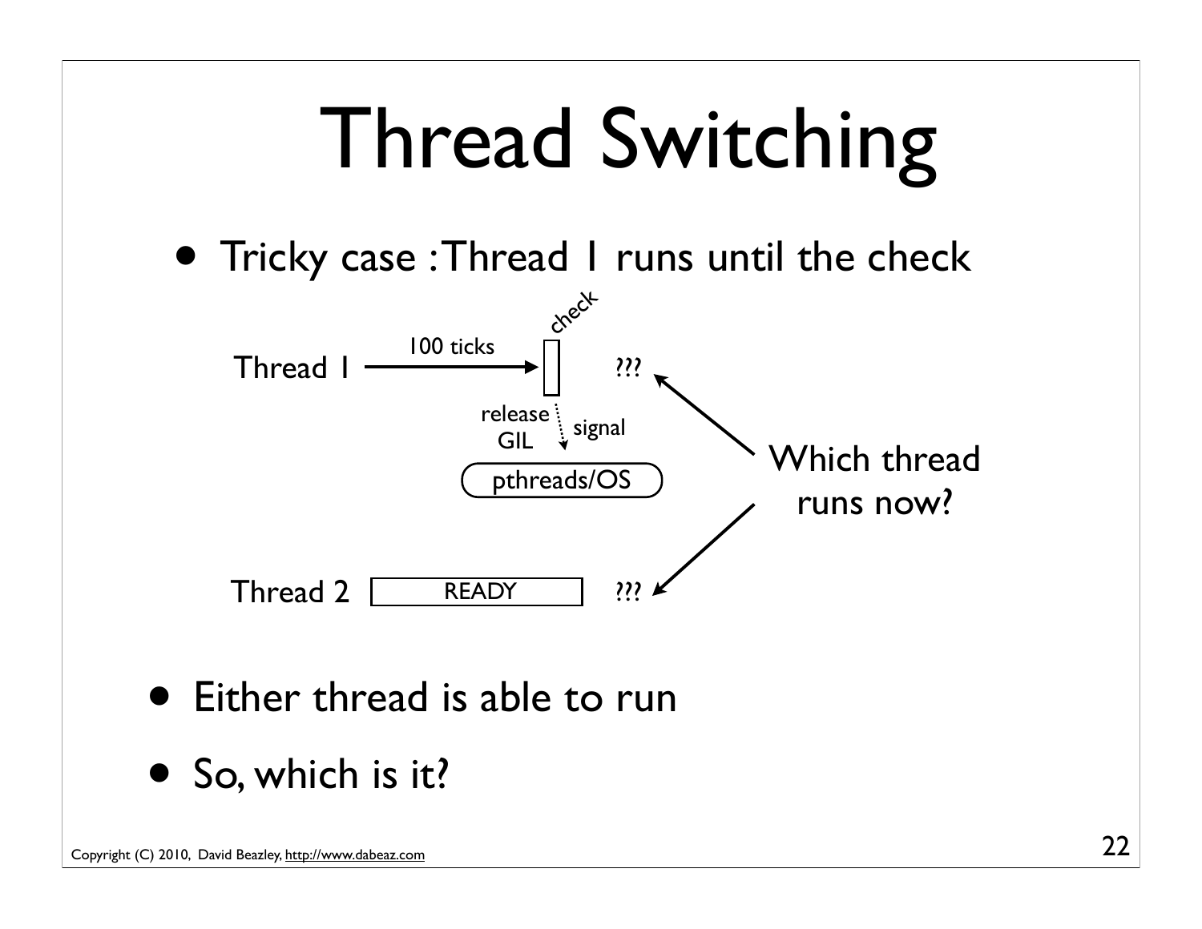# Thread Switching

- Tricky case : Thread 1 runs until the check

Thread 1 —100 ticks→ check → ???

release GIL / signal → pthreads/OS

Thread 2 [READY] → ???

Which thread runs now?

- Either thread is able to run
- So, which is it?

Copyright (C) 2010, David Beazley, http://www.dabeaz.com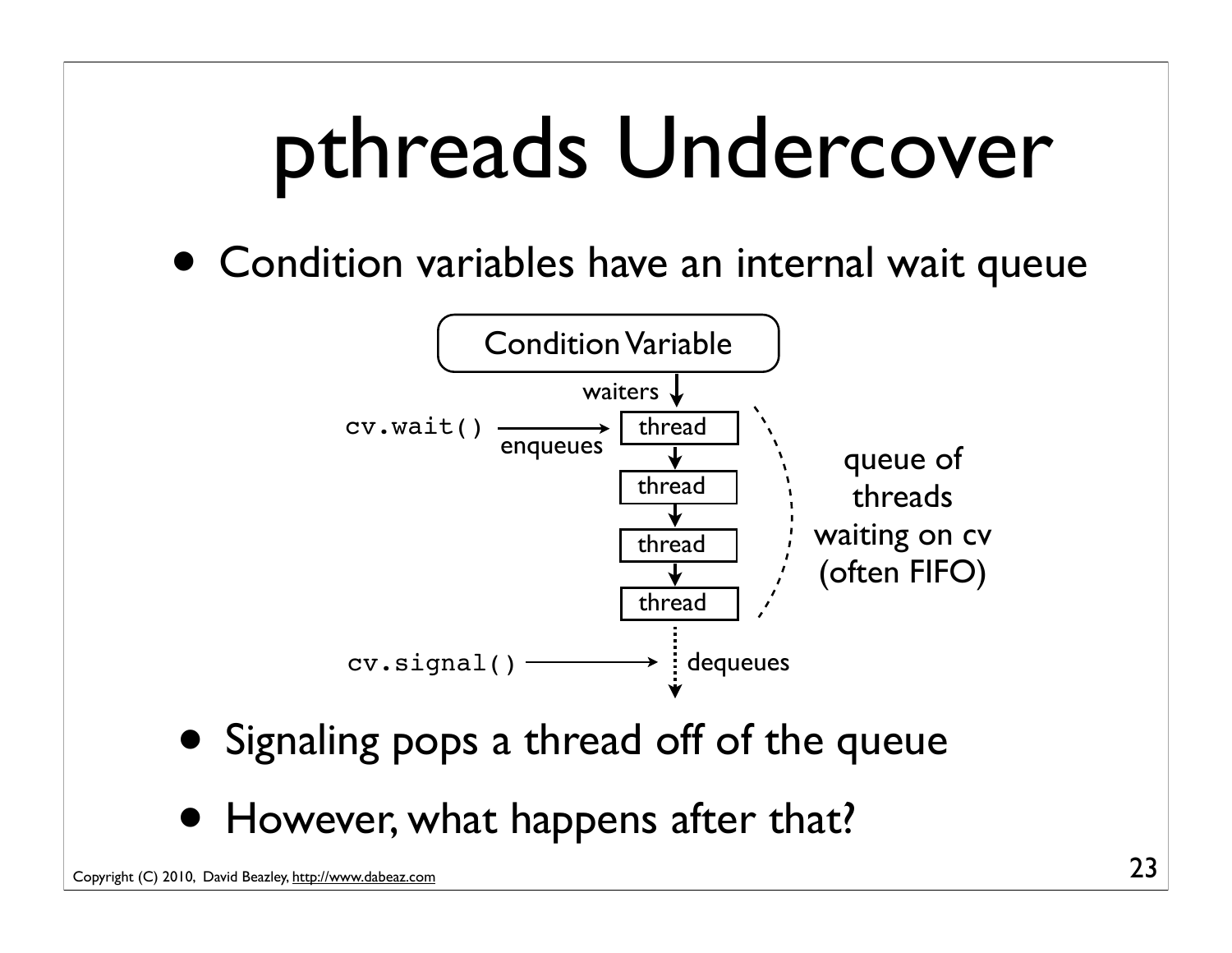# pthreads Undercover

- Condition variables have an internal wait queue

Condition Variable

waiters

cv.wait() → enqueues → thread → thread → thread → thread

queue of threads waiting on cv (often FIFO)

cv.signal() → dequeues

- Signaling pops a thread off of the queue
- However, what happens after that?

Copyright (C) 2010, David Beazley, http://www.dabeaz.com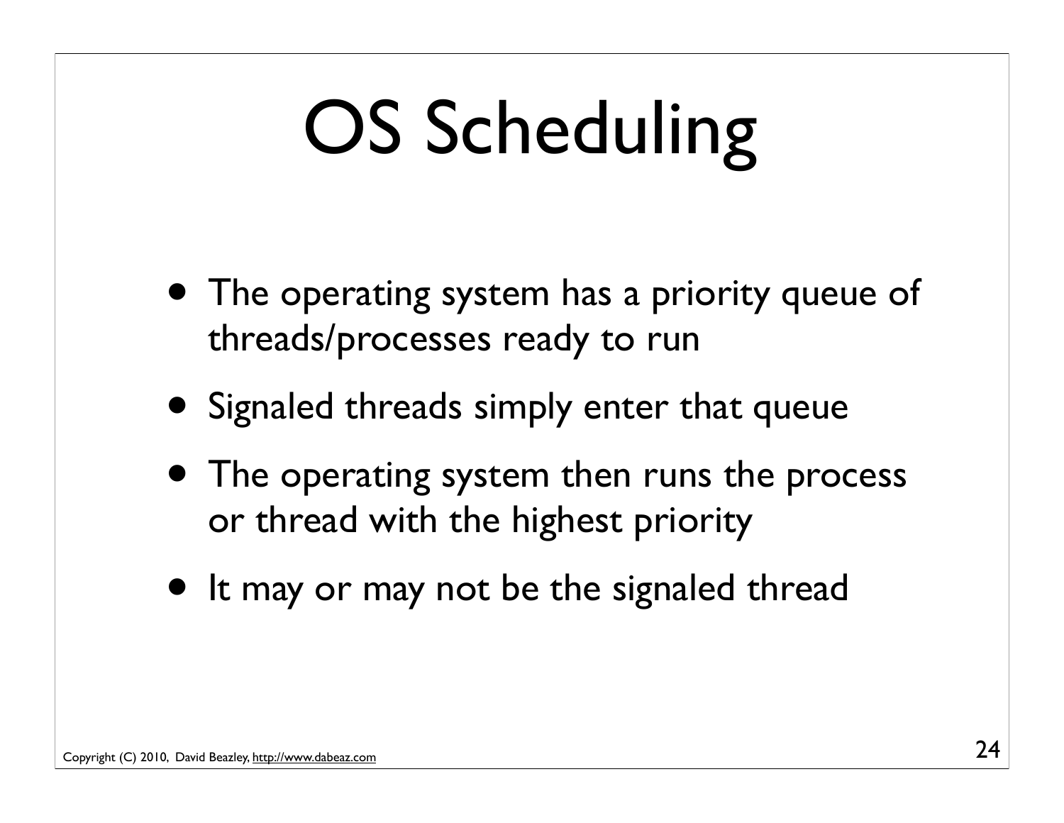# OS Scheduling

- The operating system has a priority queue of threads/processes ready to run
- Signaled threads simply enter that queue
- The operating system then runs the process or thread with the highest priority
- It may or may not be the signaled thread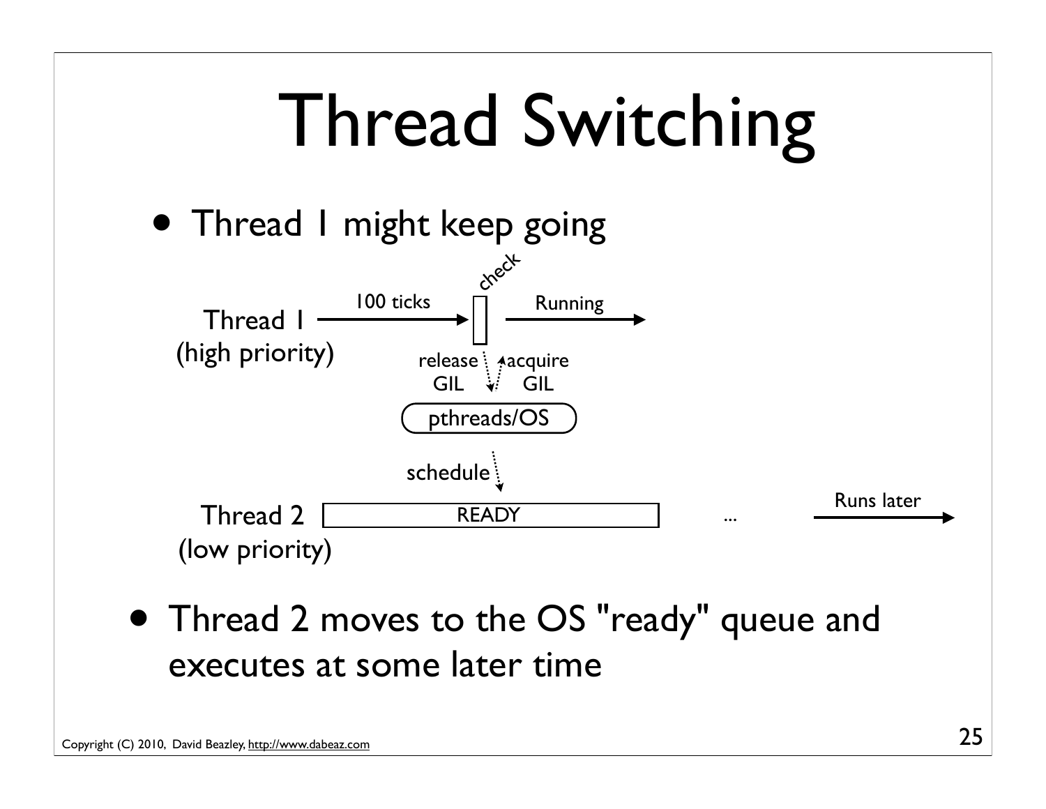# Thread Switching

- Thread 1 might keep going

Thread 1 (high priority) — 100 ticks → check → Running

release GIL / acquire GIL

pthreads/OS

schedule

Thread 2 (low priority) — READY ... Runs later

- Thread 2 moves to the OS "ready" queue and executes at some later time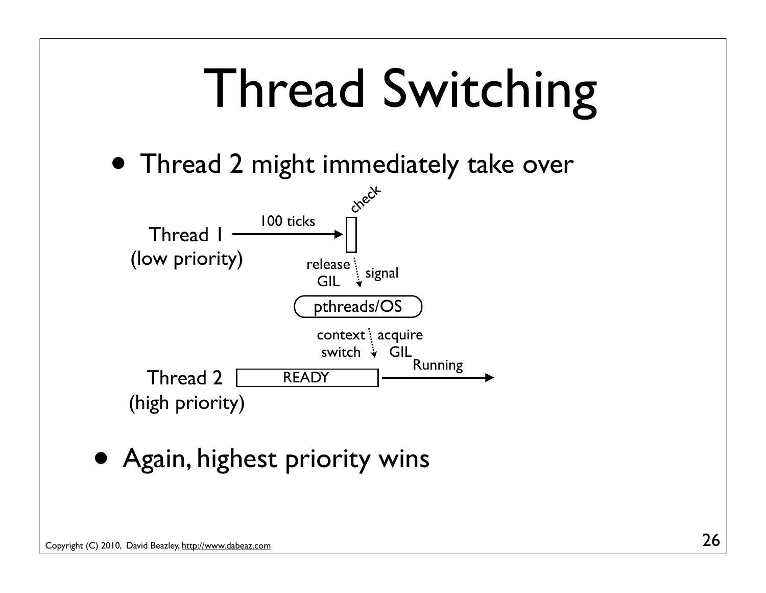# Thread Switching

- Thread 2 might immediately take over

Thread 1 (low priority) — 100 ticks → check

release GIL / signal

pthreads/OS

context switch / acquire GIL

Thread 2 (high priority) — READY → Running

- Again, highest priority wins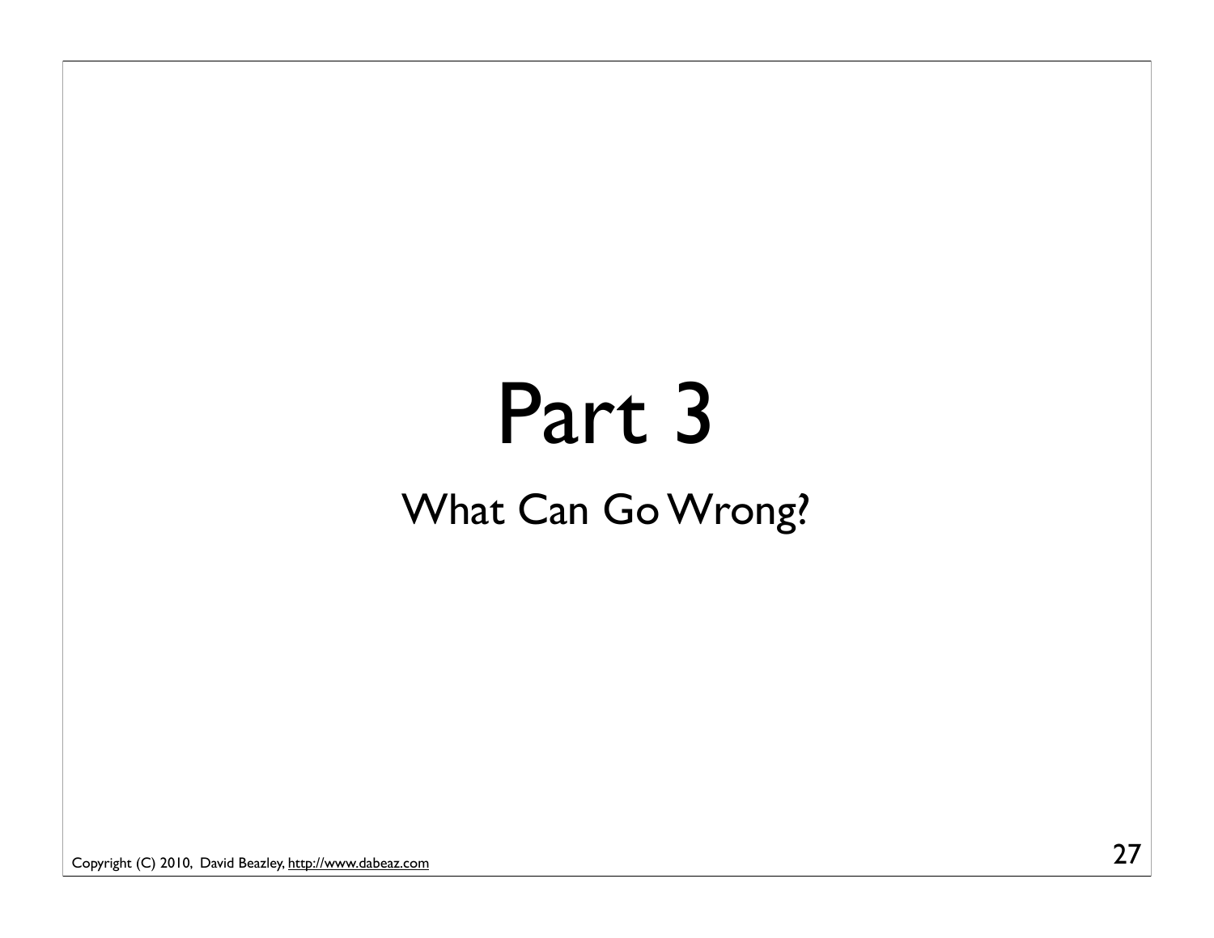# Part 3

## What Can Go Wrong?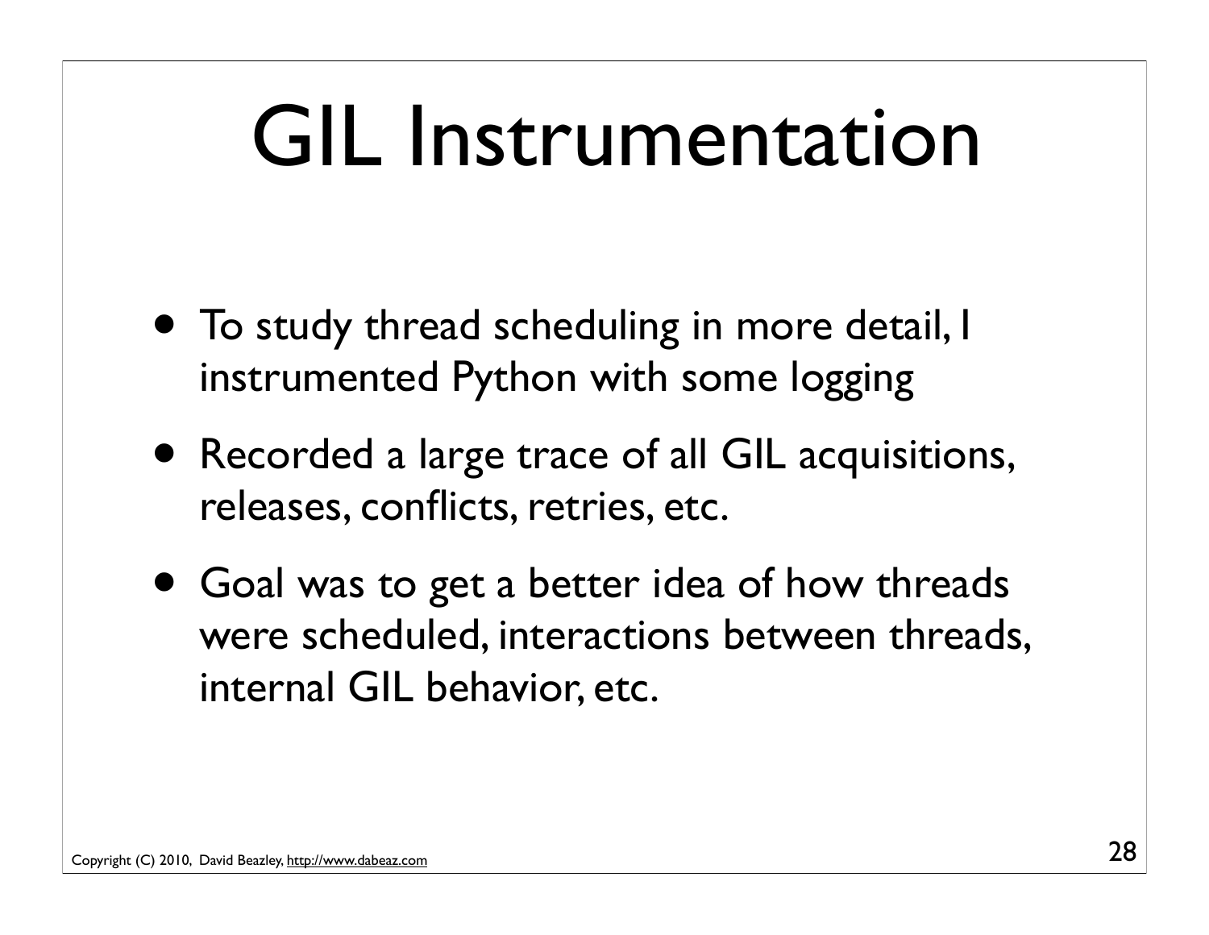# GIL Instrumentation

- To study thread scheduling in more detail, I instrumented Python with some logging
- Recorded a large trace of all GIL acquisitions, releases, conflicts, retries, etc.
- Goal was to get a better idea of how threads were scheduled, interactions between threads, internal GIL behavior, etc.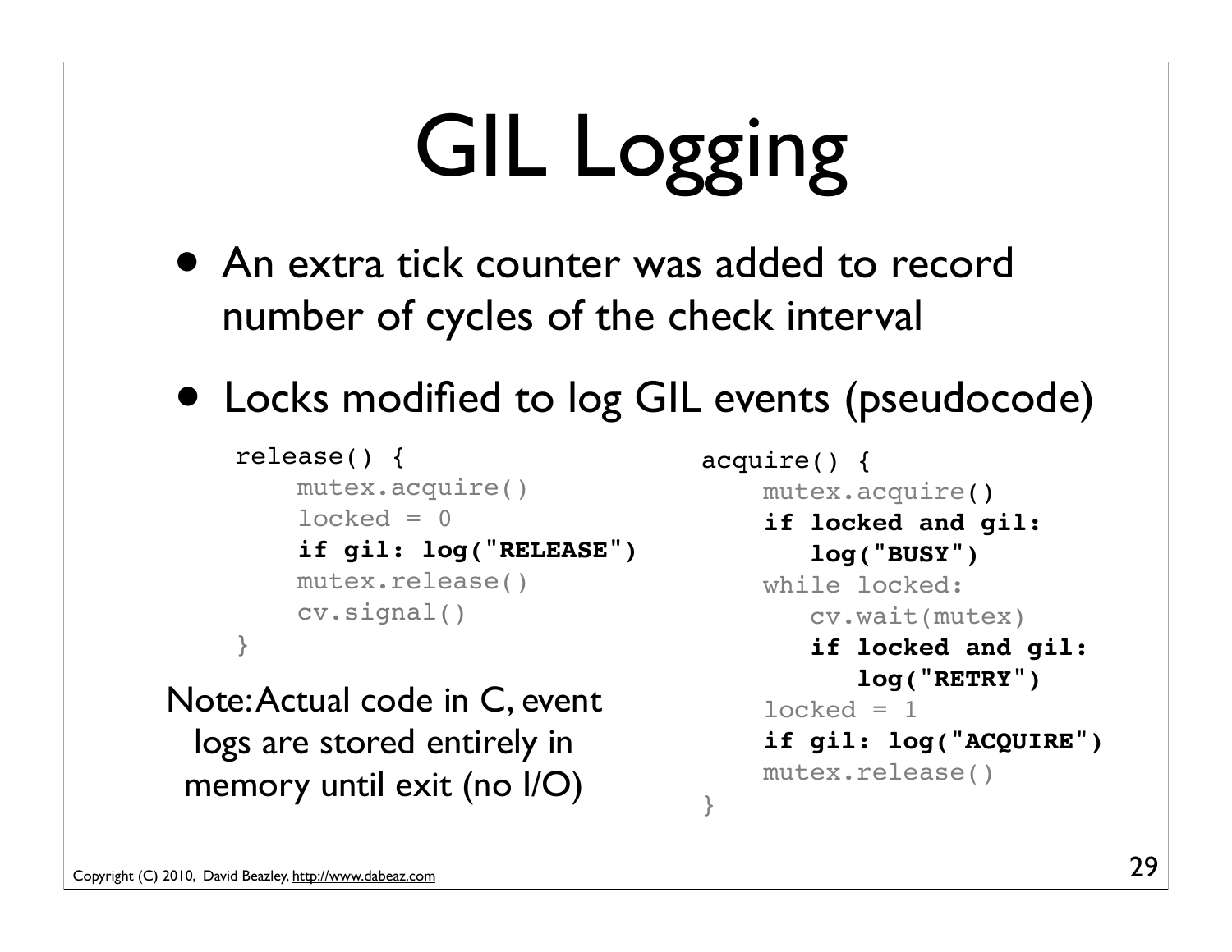# GIL Logging

- An extra tick counter was added to record number of cycles of the check interval
- Locks modified to log GIL events (pseudocode)

```
release() {
    mutex.acquire()
    locked = 0
    if gil: log("RELEASE")
    mutex.release()
    cv.signal()
}
```

```
acquire() {
    mutex.acquire()
    if locked and gil:
       log("BUSY")
    while locked:
       cv.wait(mutex)
       if locked and gil:
          log("RETRY")
    locked = 1
    if gil: log("ACQUIRE")
    mutex.release()
}
```

Note: Actual code in C, event logs are stored entirely in memory until exit (no I/O)

Copyright (C) 2010, David Beazley, http://www.dabeaz.com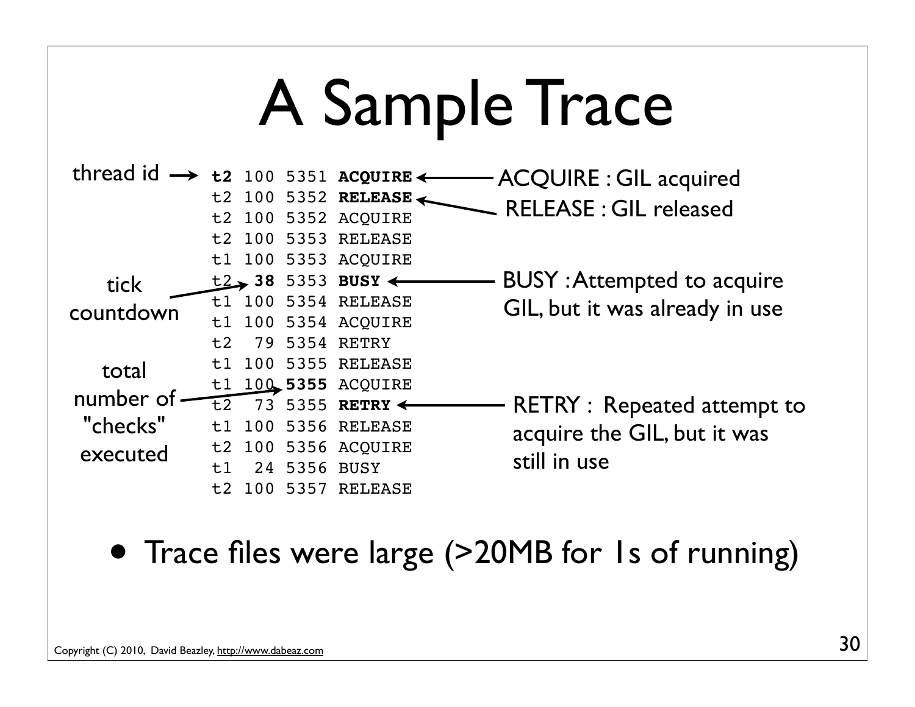# A Sample Trace

```
t2 100 5351 ACQUIRE
t2 100 5352 RELEASE
t2 100 5352 ACQUIRE
t2 100 5353 RELEASE
t1 100 5353 ACQUIRE
t2  38 5353 BUSY
t1 100 5354 RELEASE
t1 100 5354 ACQUIRE
t2  79 5354 RETRY
t1 100 5355 RELEASE
t1 100 5355 ACQUIRE
t2  73 5355 RETRY
t1 100 5356 RELEASE
t2 100 5356 ACQUIRE
t1  24 5356 BUSY
t2 100 5357 RELEASE
```

- thread id → first column (t2)
- tick countdown → second column (38)
- total number of "checks" executed → third column (5355)
- ACQUIRE : GIL acquired
- RELEASE : GIL released
- BUSY : Attempted to acquire GIL, but it was already in use
- RETRY : Repeated attempt to acquire the GIL, but it was still in use

- Trace files were large (>20MB for 1s of running)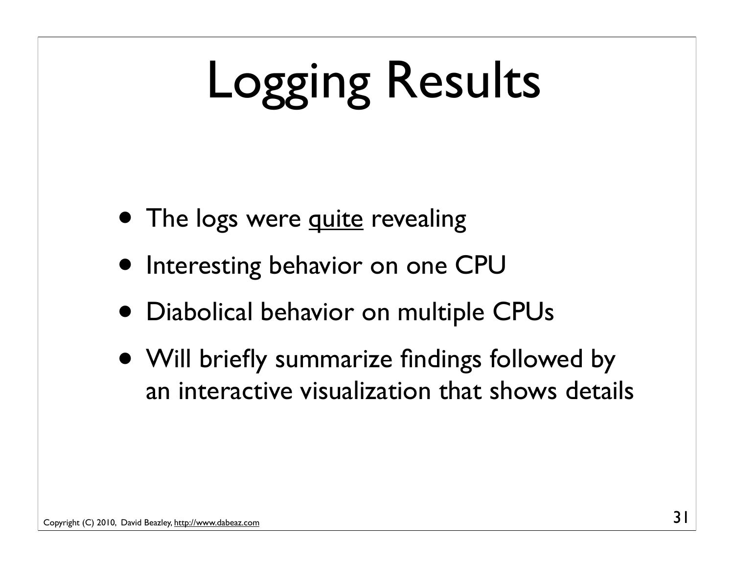# Logging Results

- The logs were <u>quite</u> revealing
- Interesting behavior on one CPU
- Diabolical behavior on multiple CPUs
- Will briefly summarize findings followed by an interactive visualization that shows details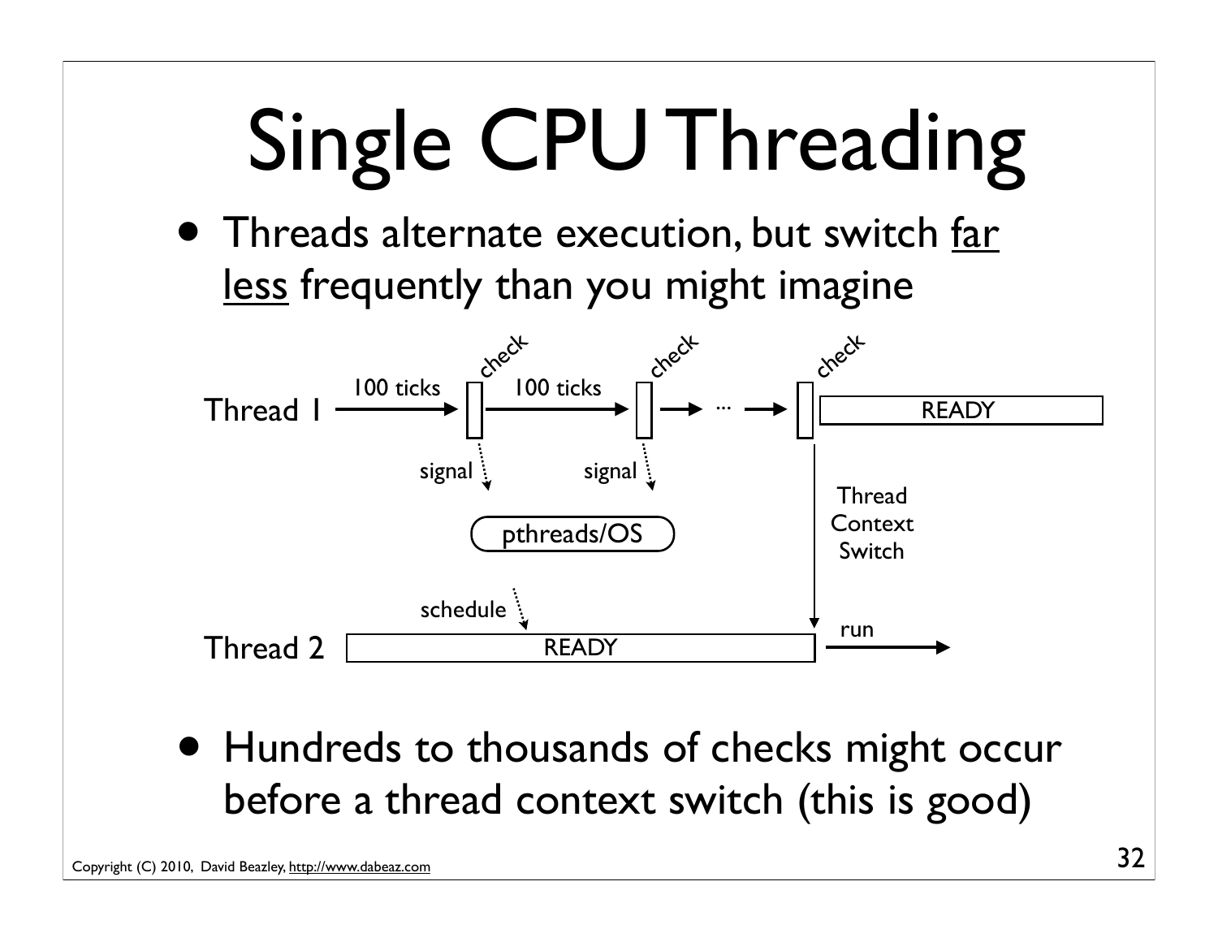# Single CPU Threading

- Threads alternate execution, but switch far less frequently than you might imagine

Thread 1 — 100 ticks → check → 100 ticks → check → ... → check → READY

signal → pthreads/OS (from each check)

schedule → Thread 2 — READY

Thread Context Switch → Thread 2 run

- Hundreds to thousands of checks might occur before a thread context switch (this is good)

Copyright (C) 2010, David Beazley, http://www.dabeaz.com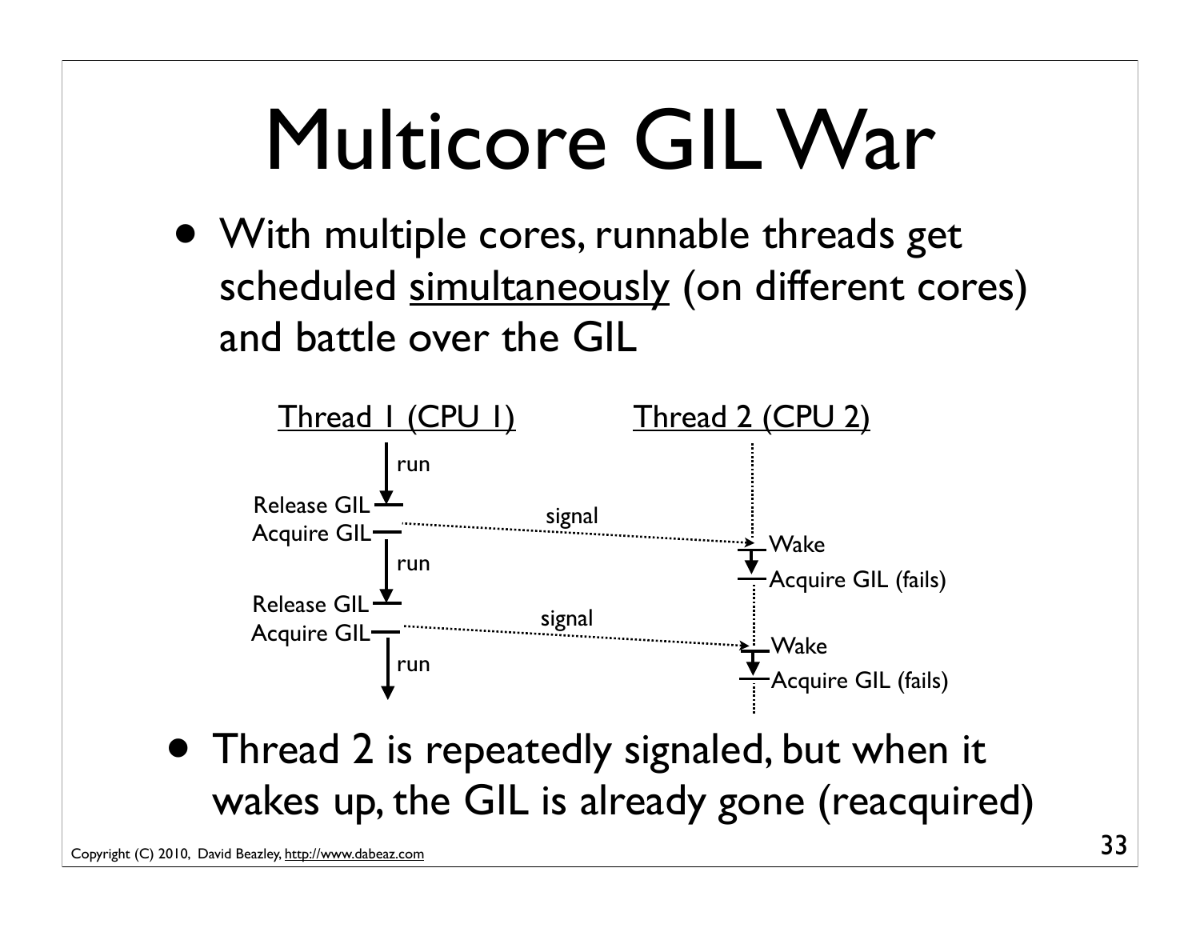# Multicore GIL War

- With multiple cores, runnable threads get scheduled <u>simultaneously</u> (on different cores) and battle over the GIL

Thread 1 (CPU 1) | Thread 2 (CPU 2)

- run
- Release GIL — signal → Wake
- Acquire GIL — Acquire GIL (fails)
- run
- Release GIL — signal → Wake
- Acquire GIL — Acquire GIL (fails)
- run

- Thread 2 is repeatedly signaled, but when it wakes up, the GIL is already gone (reacquired)

Copyright (C) 2010, David Beazley, http://www.dabeaz.com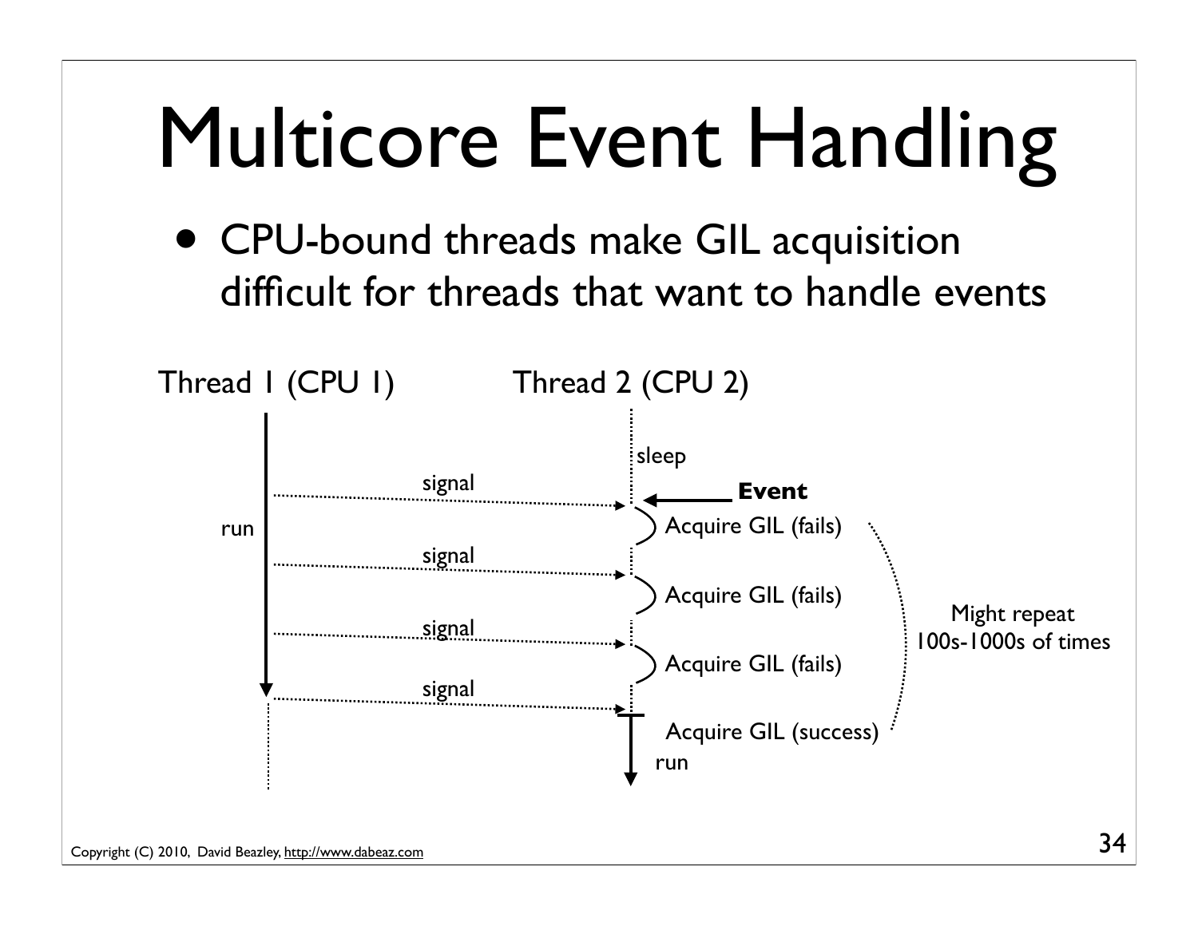# Multicore Event Handling

- CPU-bound threads make GIL acquisition difficult for threads that want to handle events

Thread 1 (CPU 1) | Thread 2 (CPU 2)

- Thread 1: run
- Thread 2: sleep
- signal → **Event** → Acquire GIL (fails)
- signal → Acquire GIL (fails)
- signal → Acquire GIL (fails)
- signal → Acquire GIL (success) → run

Might repeat 100s-1000s of times

Copyright (C) 2010, David Beazley, http://www.dabeaz.com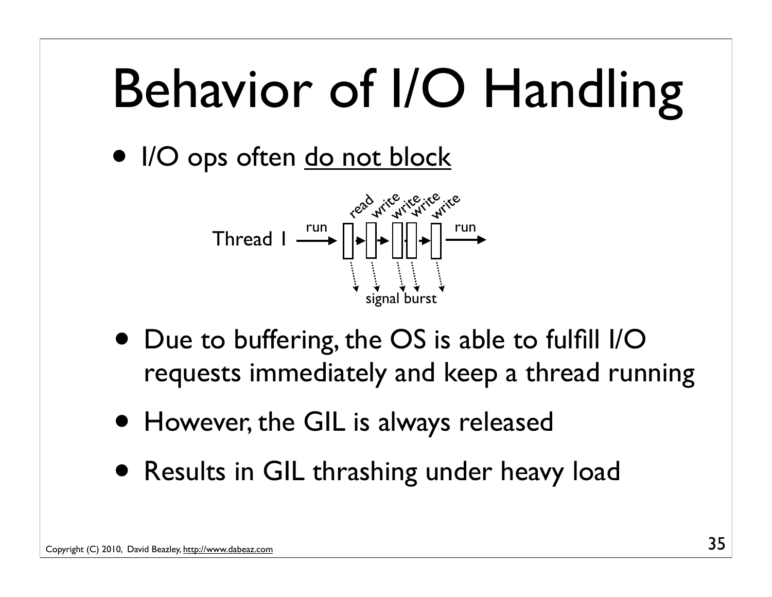# Behavior of I/O Handling

- I/O ops often <u>do not block</u>

- Due to buffering, the OS is able to fulfill I/O requests immediately and keep a thread running
- However, the GIL is always released
- Results in GIL thrashing under heavy load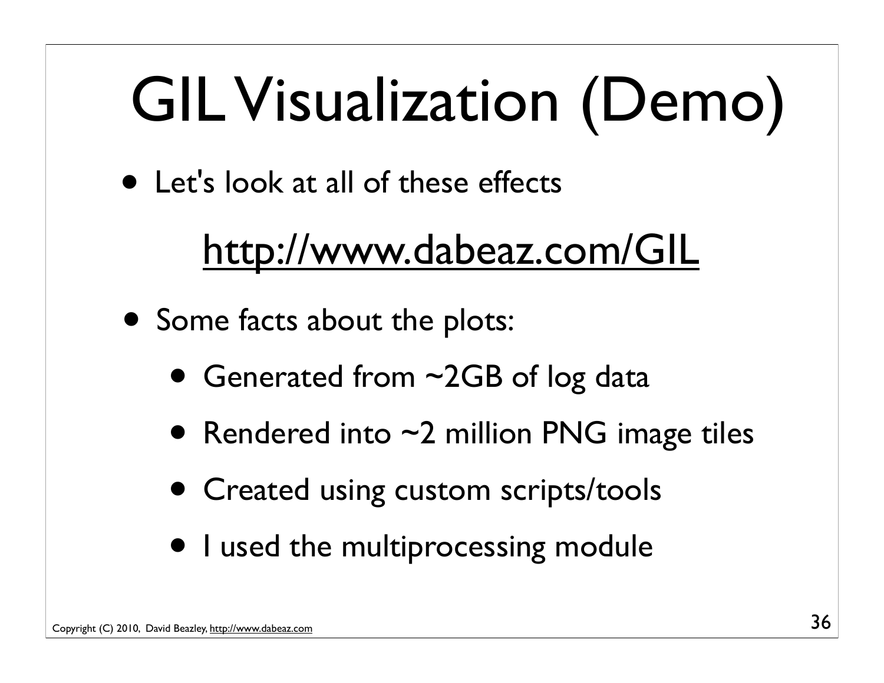# GIL Visualization (Demo)

- Let's look at all of these effects

  http://www.dabeaz.com/GIL

- Some facts about the plots:
  - Generated from ~2GB of log data
  - Rendered into ~2 million PNG image tiles
  - Created using custom scripts/tools
  - I used the multiprocessing module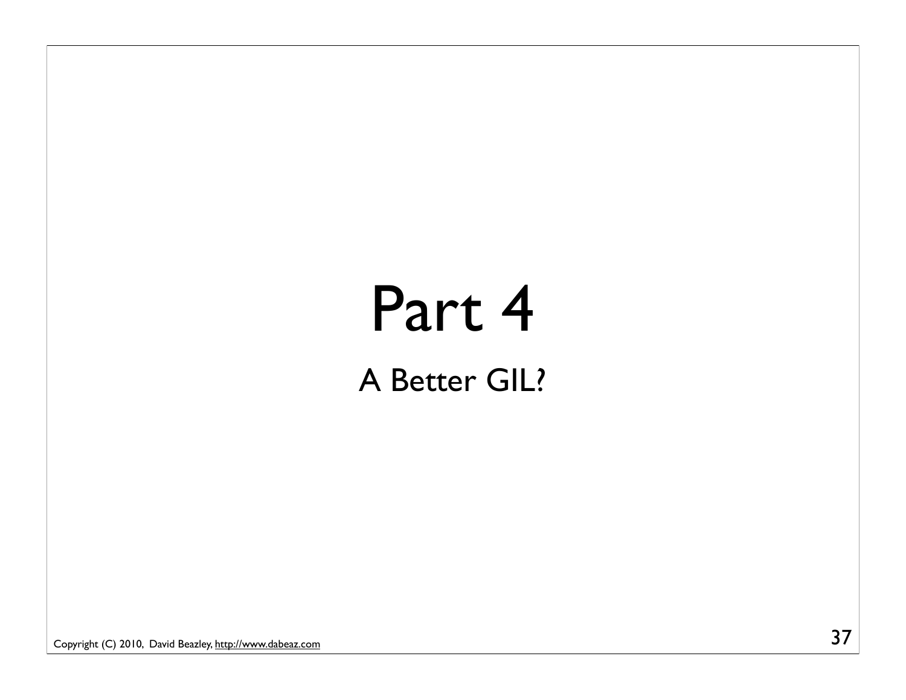# Part 4

## A Better GIL?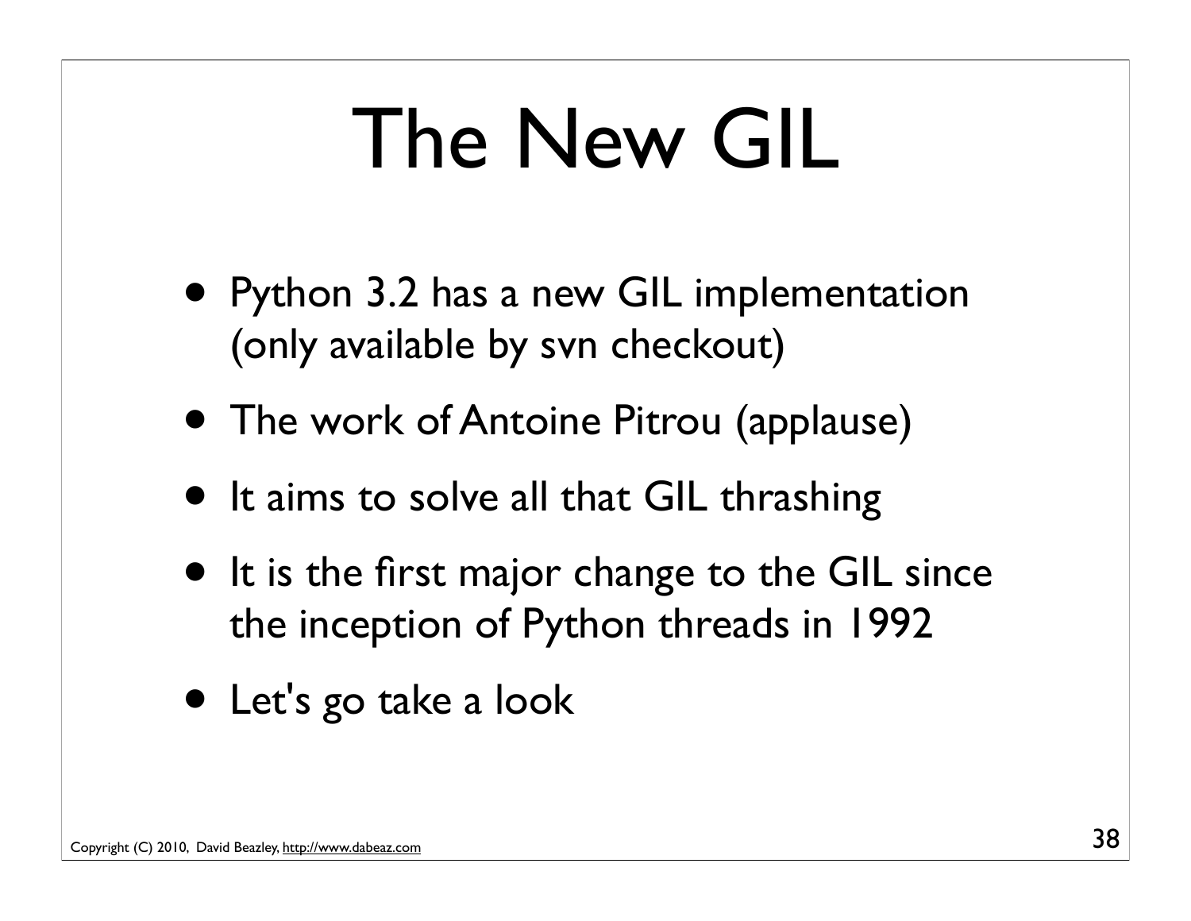# The New GIL

- Python 3.2 has a new GIL implementation (only available by svn checkout)
- The work of Antoine Pitrou (applause)
- It aims to solve all that GIL thrashing
- It is the first major change to the GIL since the inception of Python threads in 1992
- Let's go take a look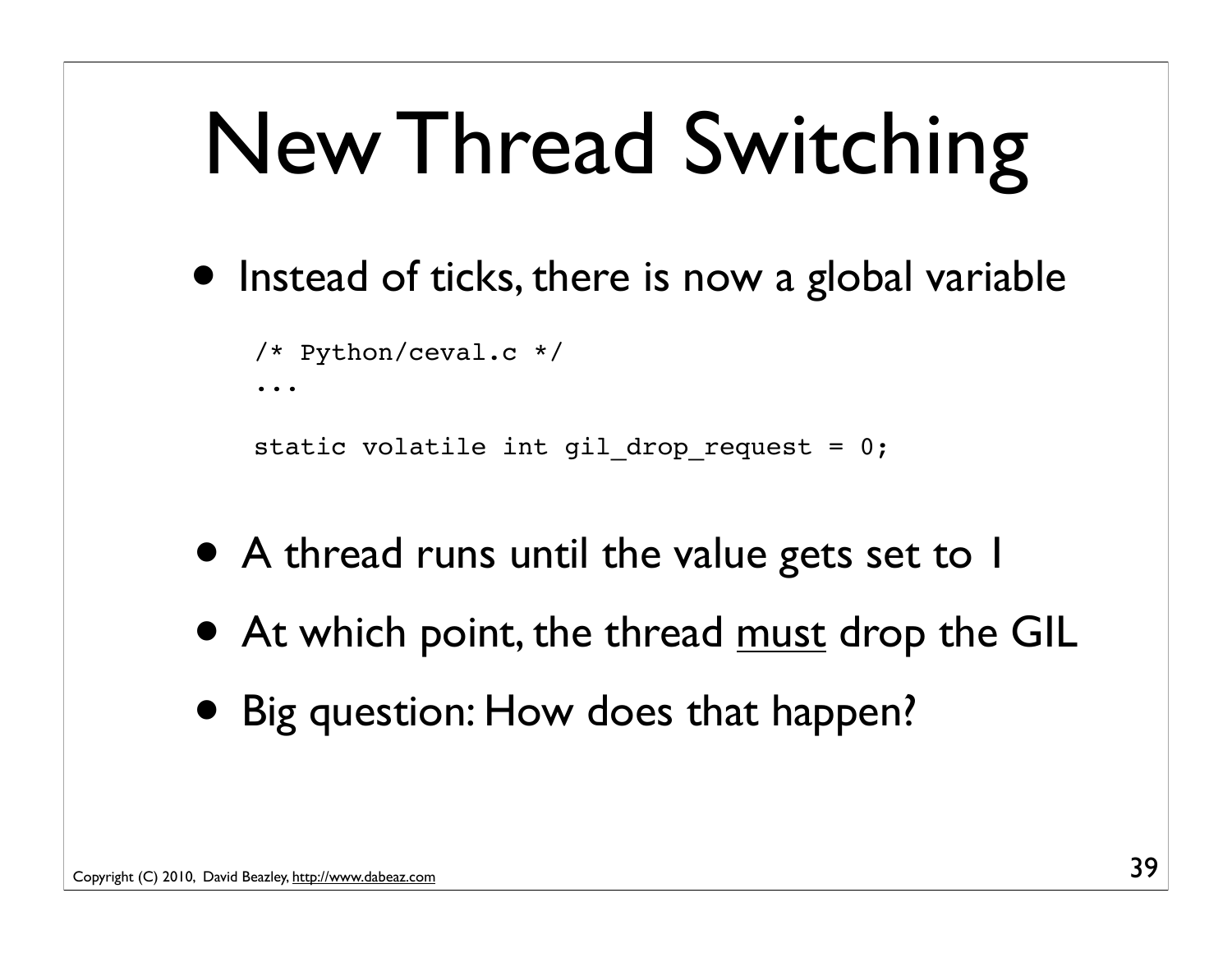# New Thread Switching

- Instead of ticks, there is now a global variable

```
/* Python/ceval.c */
...

static volatile int gil_drop_request = 0;
```

- A thread runs until the value gets set to 1
- At which point, the thread <u>must</u> drop the GIL
- Big question: How does that happen?

Copyright (C) 2010, David Beazley, http://www.dabeaz.com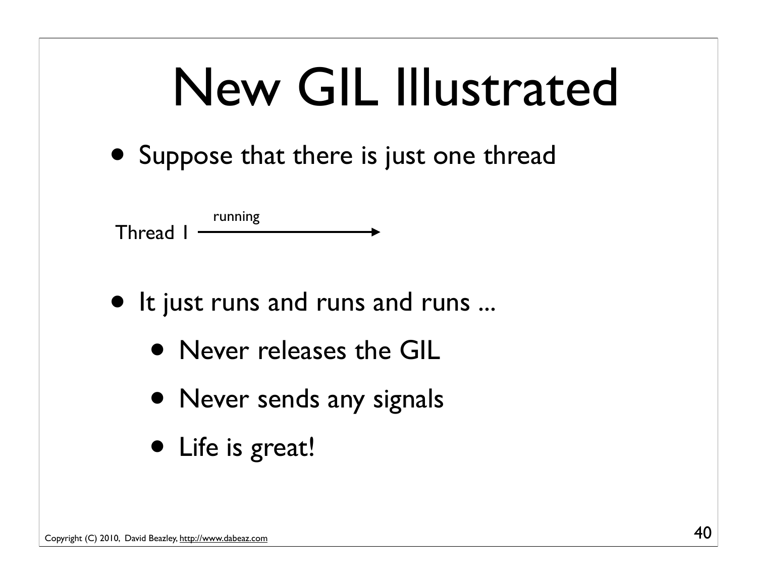# New GIL Illustrated

- Suppose that there is just one thread

Thread 1 —running→

- It just runs and runs and runs ...
  - Never releases the GIL
  - Never sends any signals
  - Life is great!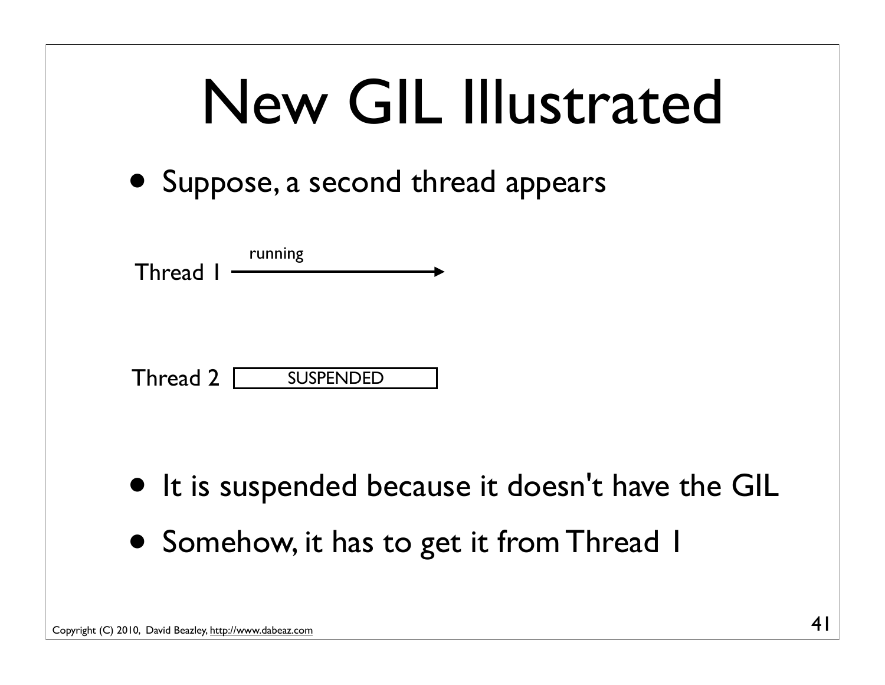# New GIL Illustrated

- Suppose, a second thread appears

Thread 1 running

Thread 2 SUSPENDED

- It is suspended because it doesn't have the GIL
- Somehow, it has to get it from Thread 1

Copyright (C) 2010, David Beazley, http://www.dabeaz.com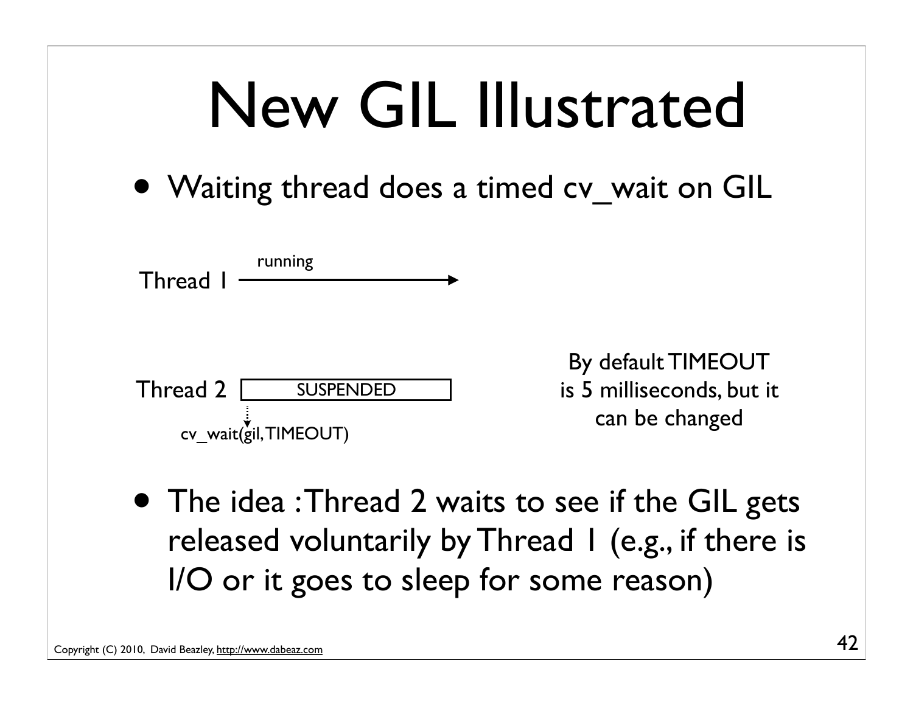# New GIL Illustrated

- Waiting thread does a timed cv_wait on GIL

Thread 1 — running

Thread 2 — SUSPENDED

cv_wait(gil, TIMEOUT)

By default TIMEOUT is 5 milliseconds, but it can be changed

- The idea : Thread 2 waits to see if the GIL gets released voluntarily by Thread 1 (e.g., if there is I/O or it goes to sleep for some reason)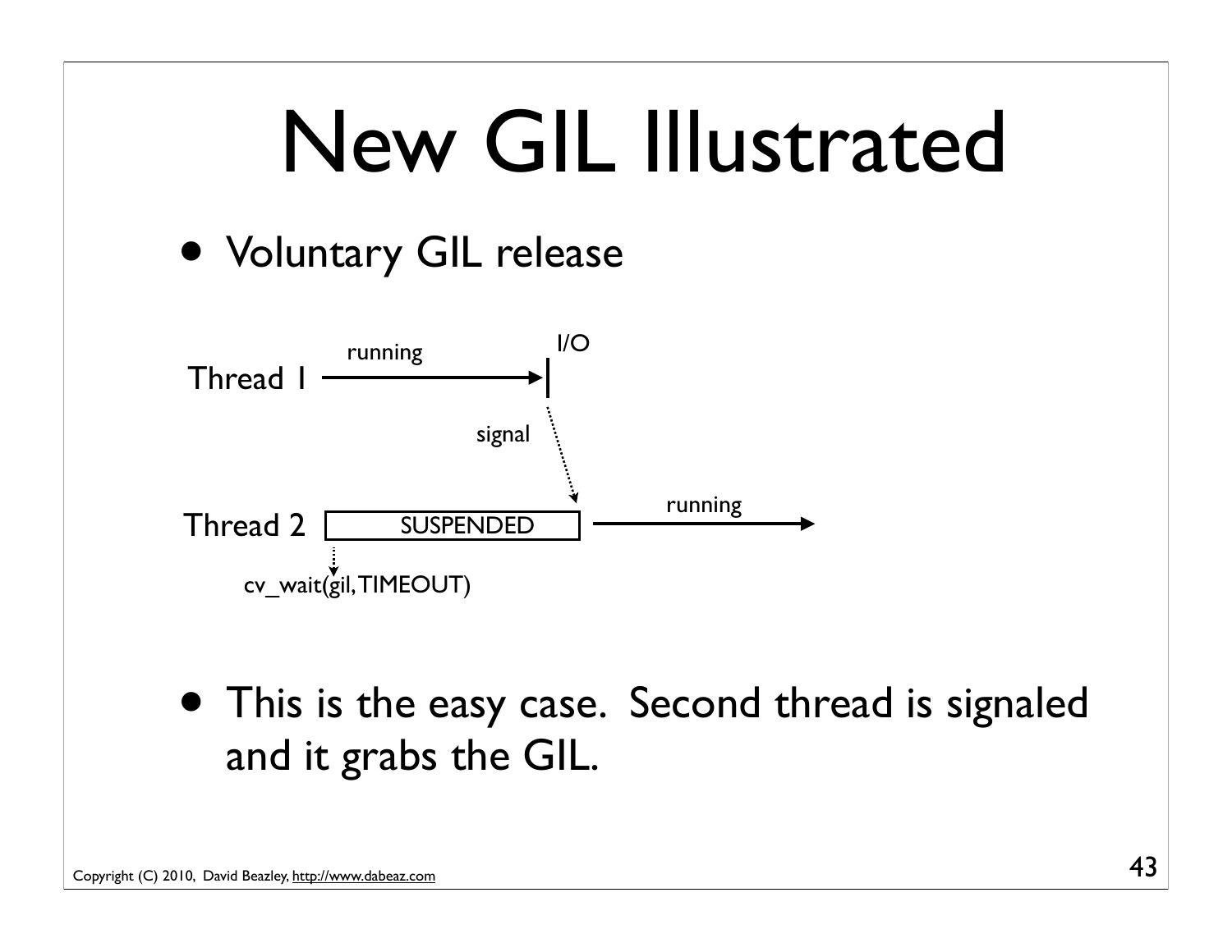# New GIL Illustrated

- Voluntary GIL release

Thread 1 —running→ | I/O

signal

Thread 2 [SUSPENDED] —running→

cv_wait(gil, TIMEOUT)

- This is the easy case. Second thread is signaled and it grabs the GIL.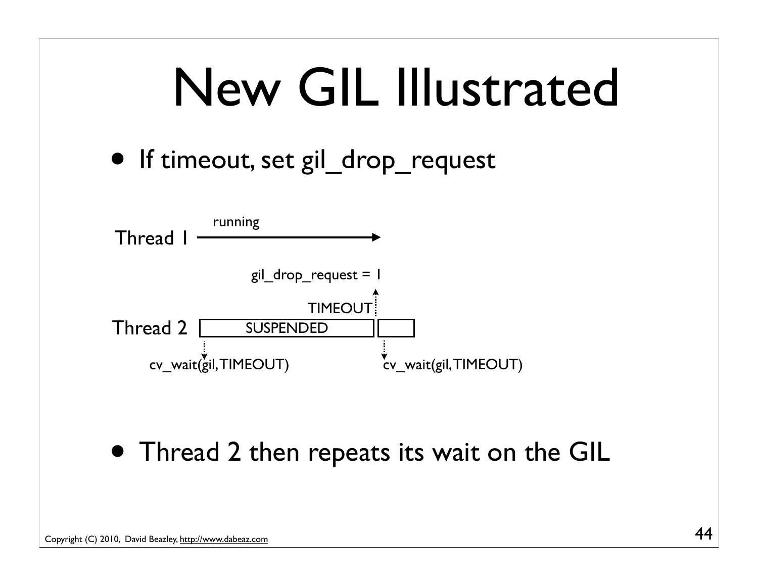# New GIL Illustrated

- If timeout, set gil_drop_request

Thread 1 — running

gil_drop_request = 1

TIMEOUT

Thread 2 — SUSPENDED

cv_wait(gil, TIMEOUT)

cv_wait(gil, TIMEOUT)

- Thread 2 then repeats its wait on the GIL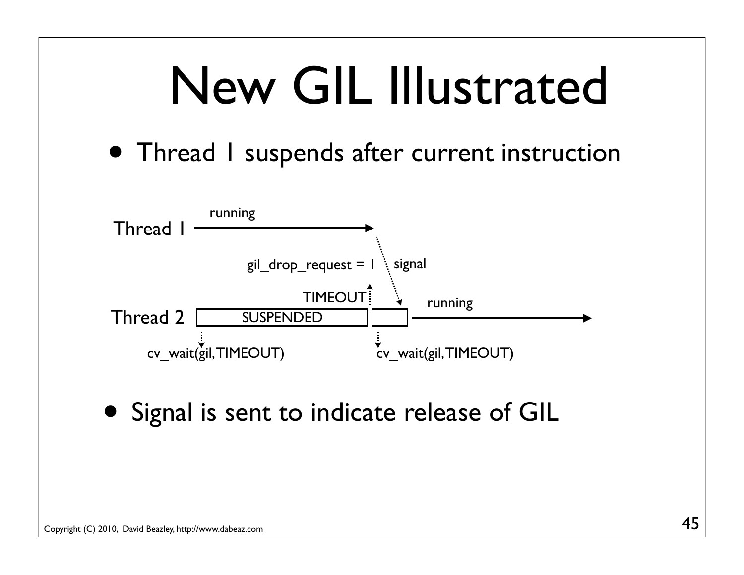# New GIL Illustrated

- Thread 1 suspends after current instruction

Thread 1 — running

gil_drop_request = 1

signal

TIMEOUT

Thread 2 — SUSPENDED — running

cv_wait(gil, TIMEOUT)

cv_wait(gil, TIMEOUT)

- Signal is sent to indicate release of GIL

Copyright (C) 2010, David Beazley, http://www.dabeaz.com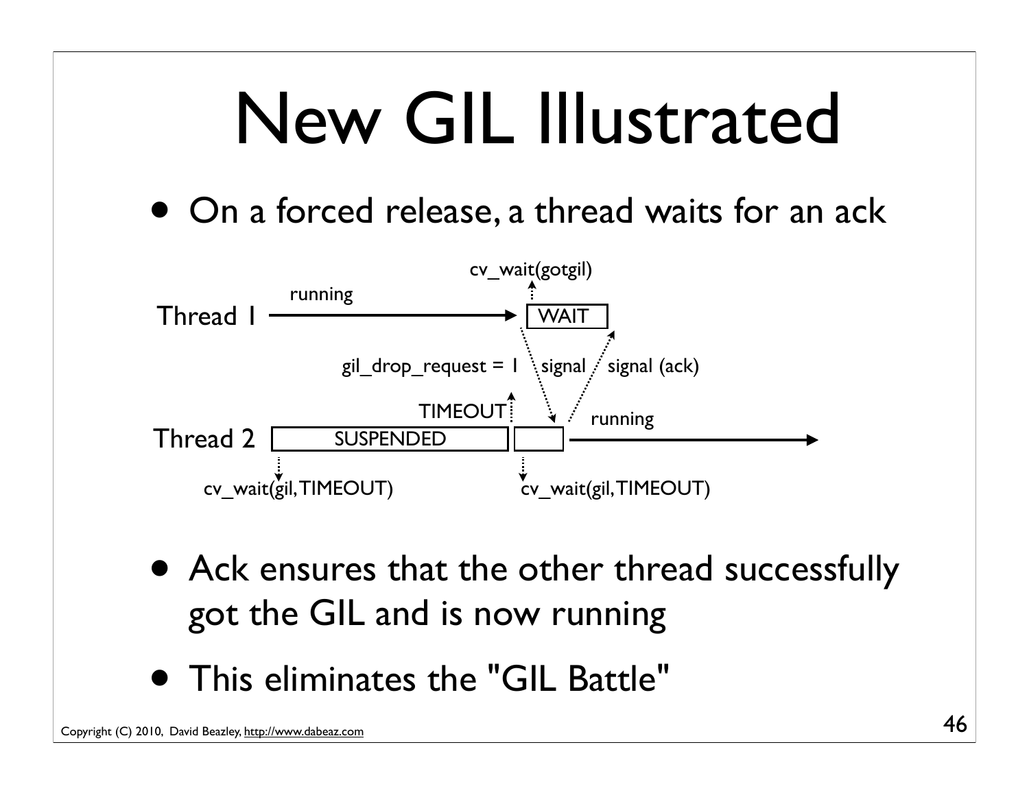# New GIL Illustrated

- On a forced release, a thread waits for an ack

Thread 1 — running → WAIT (cv_wait(gotgil))

gil_drop_request = 1 — signal — signal (ack)

Thread 2 — SUSPENDED (cv_wait(gil, TIMEOUT)) — TIMEOUT — (cv_wait(gil, TIMEOUT)) — running

- Ack ensures that the other thread successfully got the GIL and is now running
- This eliminates the "GIL Battle"

Copyright (C) 2010, David Beazley, http://www.dabeaz.com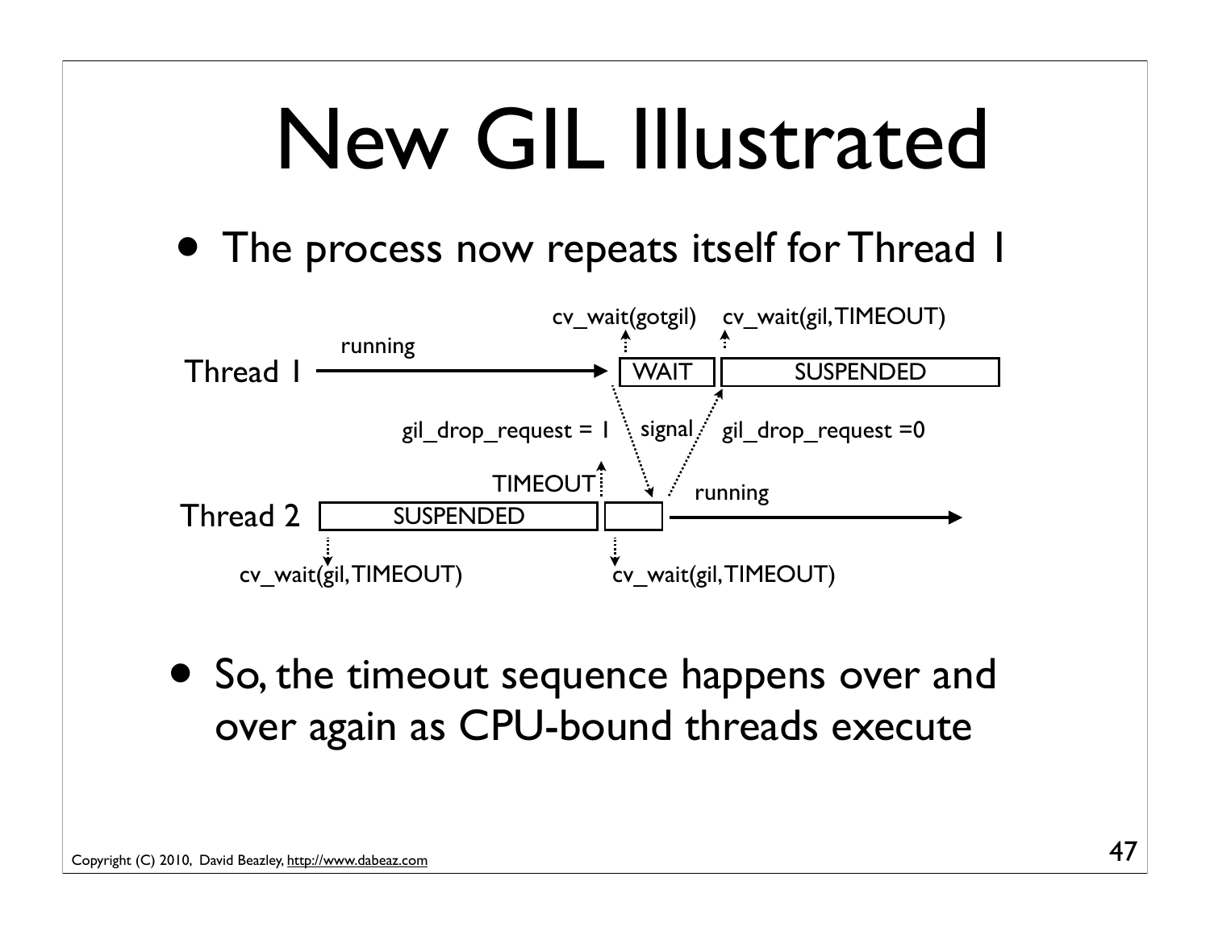# New GIL Illustrated

- The process now repeats itself for Thread 1

Thread 1: running → WAIT (cv_wait(gotgil)) → SUSPENDED (cv_wait(gil, TIMEOUT))

gil_drop_request = 1 | signal | gil_drop_request =0

Thread 2: SUSPENDED (cv_wait(gil, TIMEOUT)) → TIMEOUT → (cv_wait(gil, TIMEOUT)) → running

- So, the timeout sequence happens over and over again as CPU-bound threads execute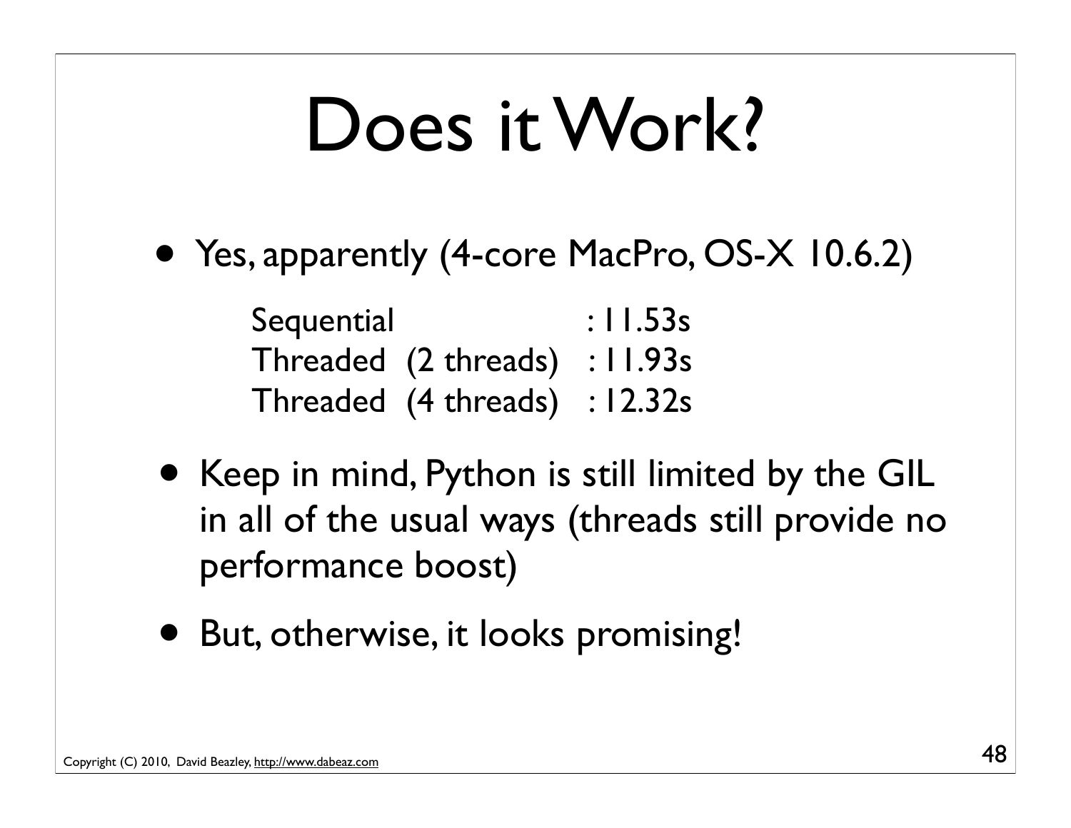# Does it Work?

- Yes, apparently (4-core MacPro, OS-X 10.6.2)

```
Sequential              : 11.53s
Threaded  (2 threads)   : 11.93s
Threaded  (4 threads)   : 12.32s
```

- Keep in mind, Python is still limited by the GIL in all of the usual ways (threads still provide no performance boost)
- But, otherwise, it looks promising!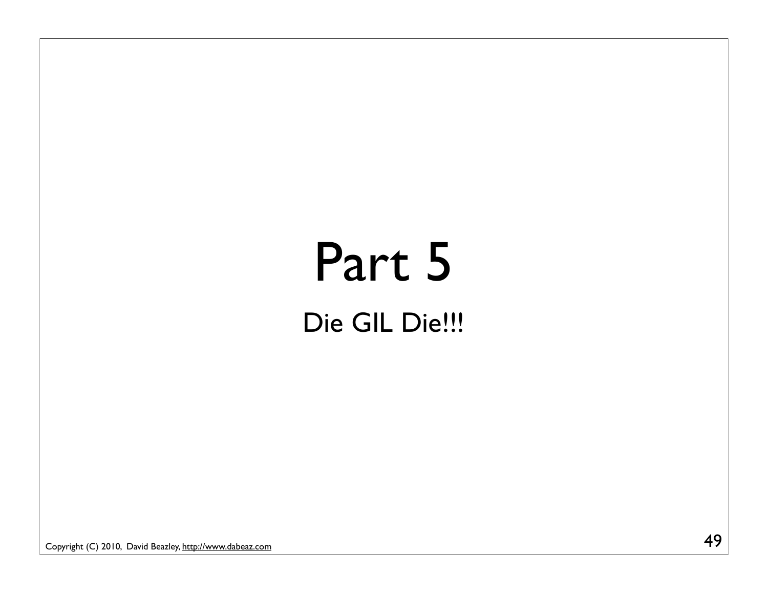# Part 5

Die GIL Die!!!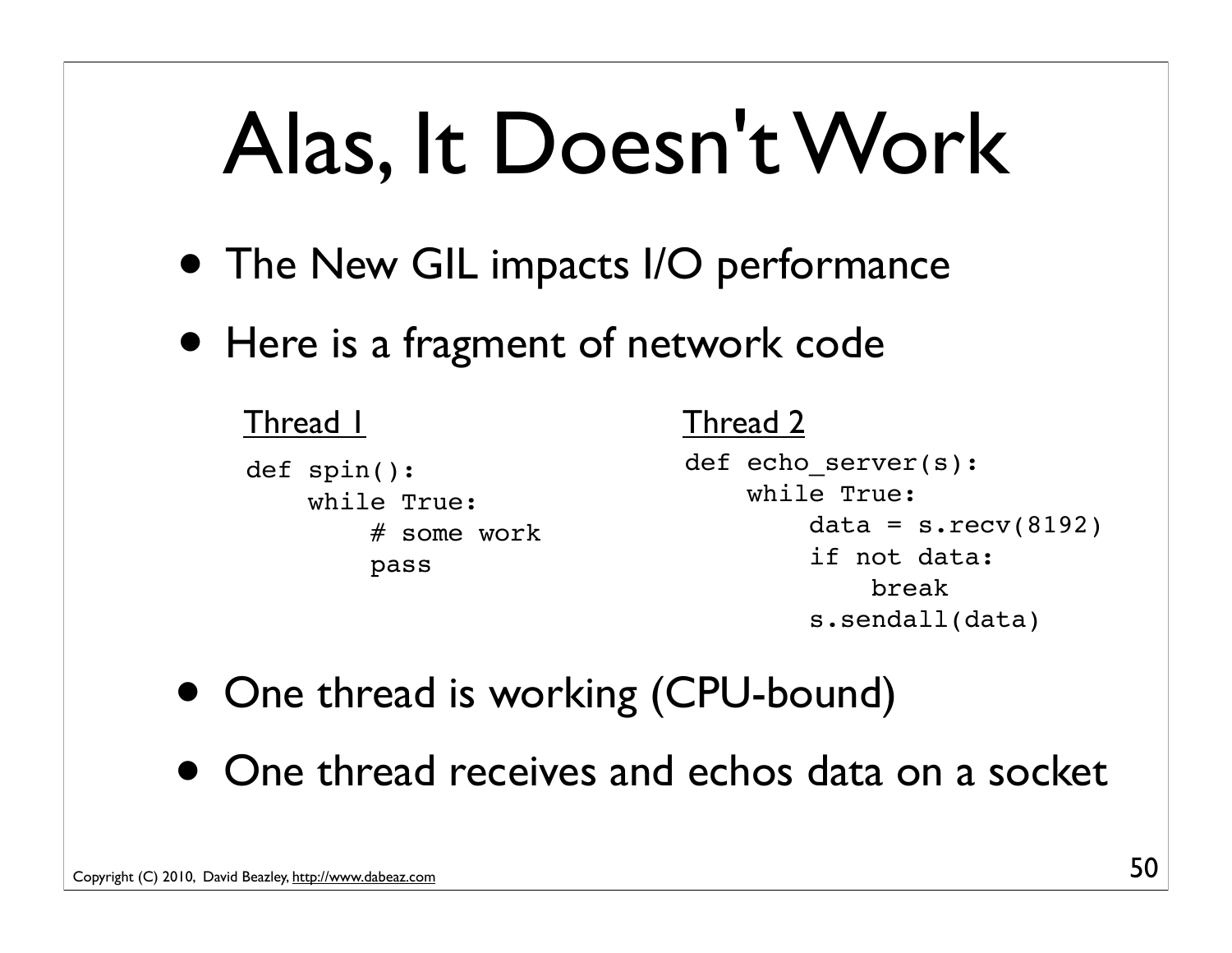# Alas, It Doesn't Work

- The New GIL impacts I/O performance
- Here is a fragment of network code

Thread 1

```
def spin():
    while True:
        # some work
        pass
```

Thread 2

```
def echo_server(s):
    while True:
        data = s.recv(8192)
        if not data:
            break
        s.sendall(data)
```

- One thread is working (CPU-bound)
- One thread receives and echos data on a socket

Copyright (C) 2010, David Beazley, http://www.dabeaz.com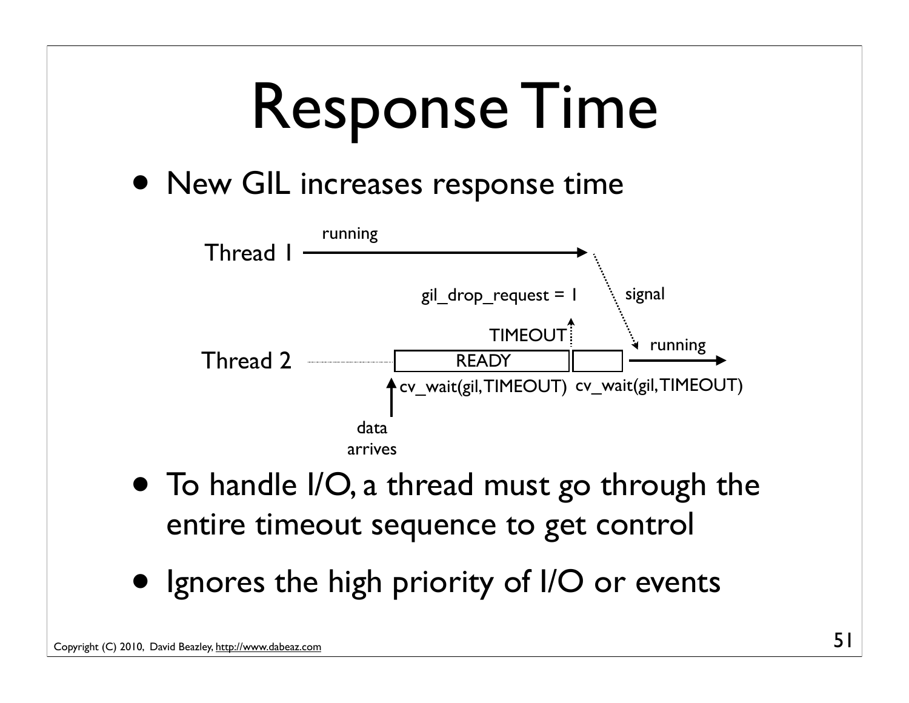# Response Time

- New GIL increases response time

Thread 1 — running → signal

gil_drop_request = 1

TIMEOUT

Thread 2 — READY — cv_wait(gil, TIMEOUT) — cv_wait(gil, TIMEOUT) — running

data arrives

- To handle I/O, a thread must go through the entire timeout sequence to get control
- Ignores the high priority of I/O or events

Copyright (C) 2010, David Beazley, http://www.dabeaz.com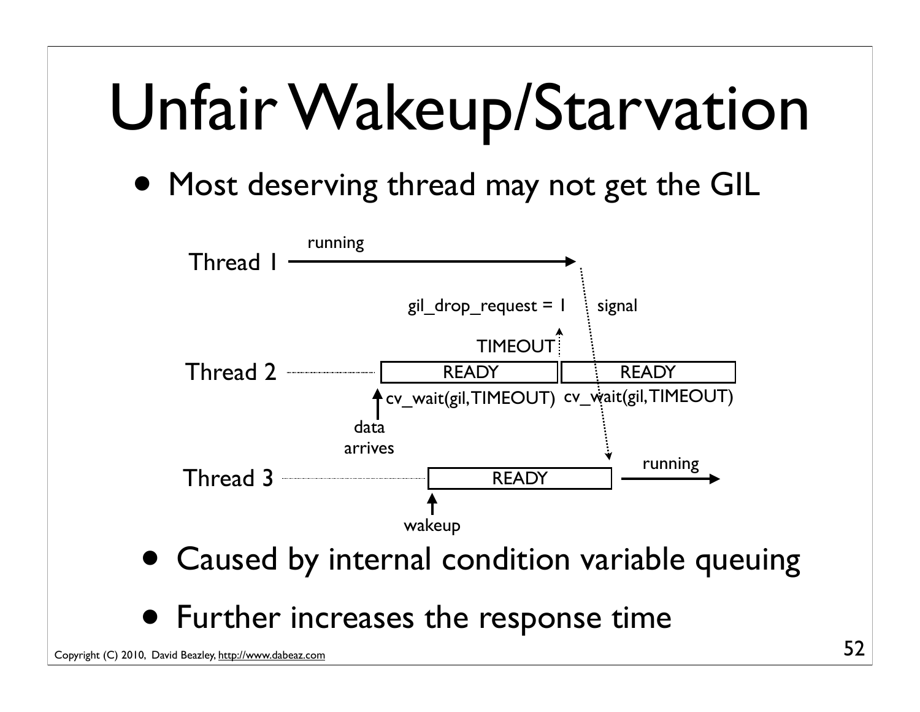# Unfair Wakeup/Starvation

- Most deserving thread may not get the GIL

Thread 1 — running

gil_drop_request = 1 — signal

TIMEOUT

Thread 2 — READY | READY

cv_wait(gil, TIMEOUT) cv_wait(gil, TIMEOUT)

data arrives

Thread 3 — READY — running

wakeup

- Caused by internal condition variable queuing
- Further increases the response time

Copyright (C) 2010, David Beazley, http://www.dabeaz.com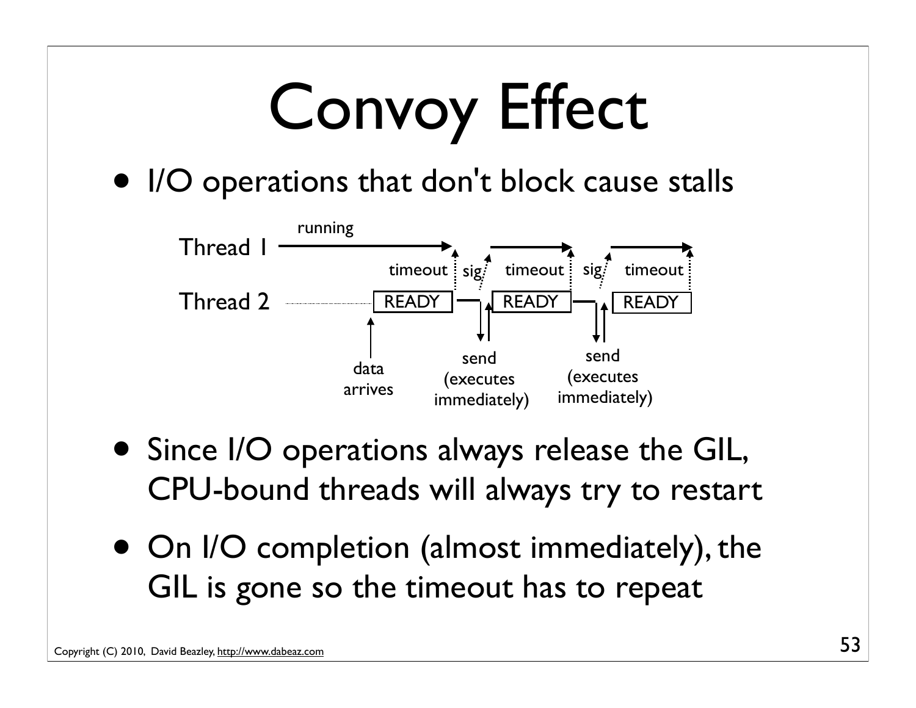# Convoy Effect

- I/O operations that don't block cause stalls

Thread 1 — running — timeout — sig — timeout — sig — timeout

Thread 2 — READY — READY — READY

data arrives

send (executes immediately)

send (executes immediately)

- Since I/O operations always release the GIL, CPU-bound threads will always try to restart
- On I/O completion (almost immediately), the GIL is gone so the timeout has to repeat

Copyright (C) 2010, David Beazley, http://www.dabeaz.com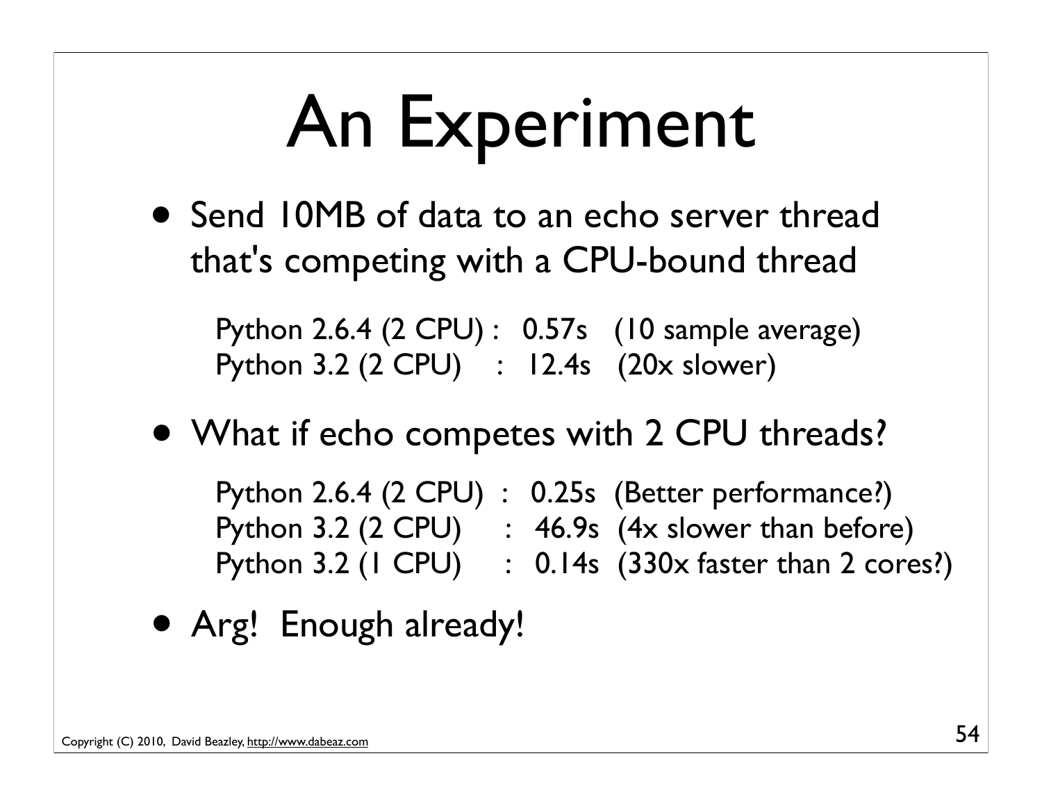# An Experiment

- Send 10MB of data to an echo server thread that's competing with a CPU-bound thread

```
Python 2.6.4 (2 CPU) :   0.57s   (10 sample average)
Python 3.2 (2 CPU)   :   12.4s   (20x slower)
```

- What if echo competes with 2 CPU threads?

```
Python 2.6.4 (2 CPU)  :  0.25s  (Better performance?)
Python 3.2 (2 CPU)    :  46.9s  (4x slower than before)
Python 3.2 (1 CPU)    :  0.14s  (330x faster than 2 cores?)
```

- Arg! Enough already!

Copyright (C) 2010, David Beazley, http://www.dabeaz.com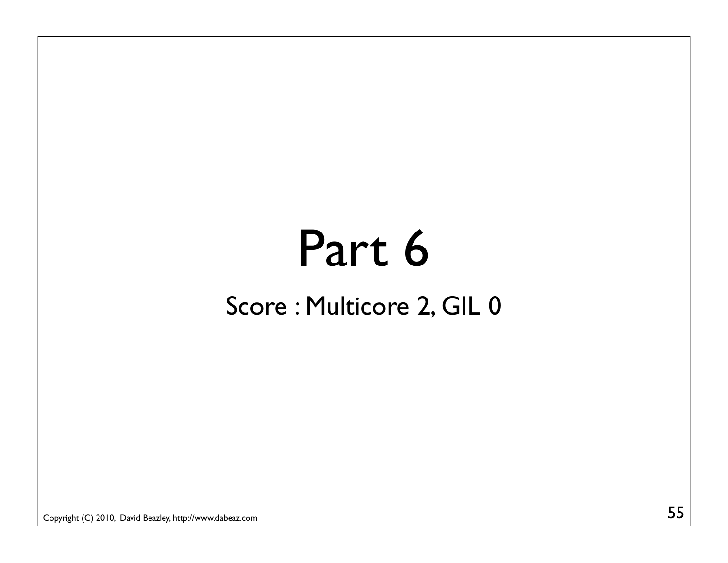# Part 6

Score : Multicore 2, GIL 0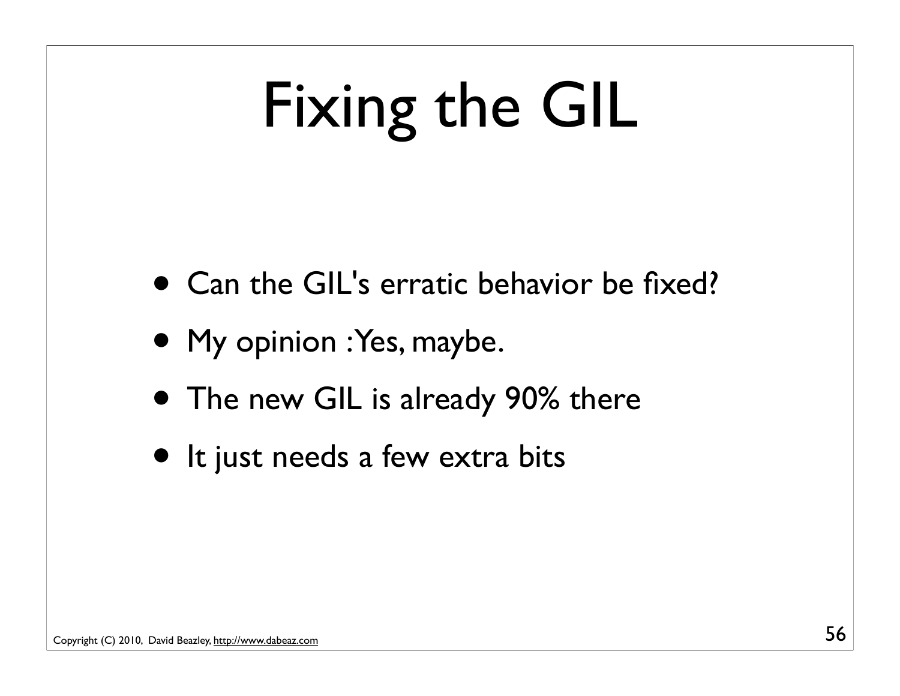# Fixing the GIL

- Can the GIL's erratic behavior be fixed?
- My opinion : Yes, maybe.
- The new GIL is already 90% there
- It just needs a few extra bits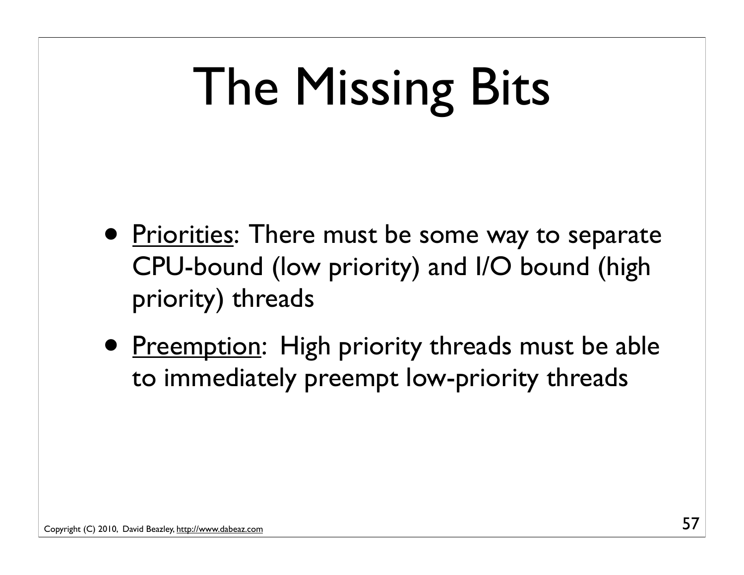# The Missing Bits

- Priorities: There must be some way to separate CPU-bound (low priority) and I/O bound (high priority) threads
- Preemption: High priority threads must be able to immediately preempt low-priority threads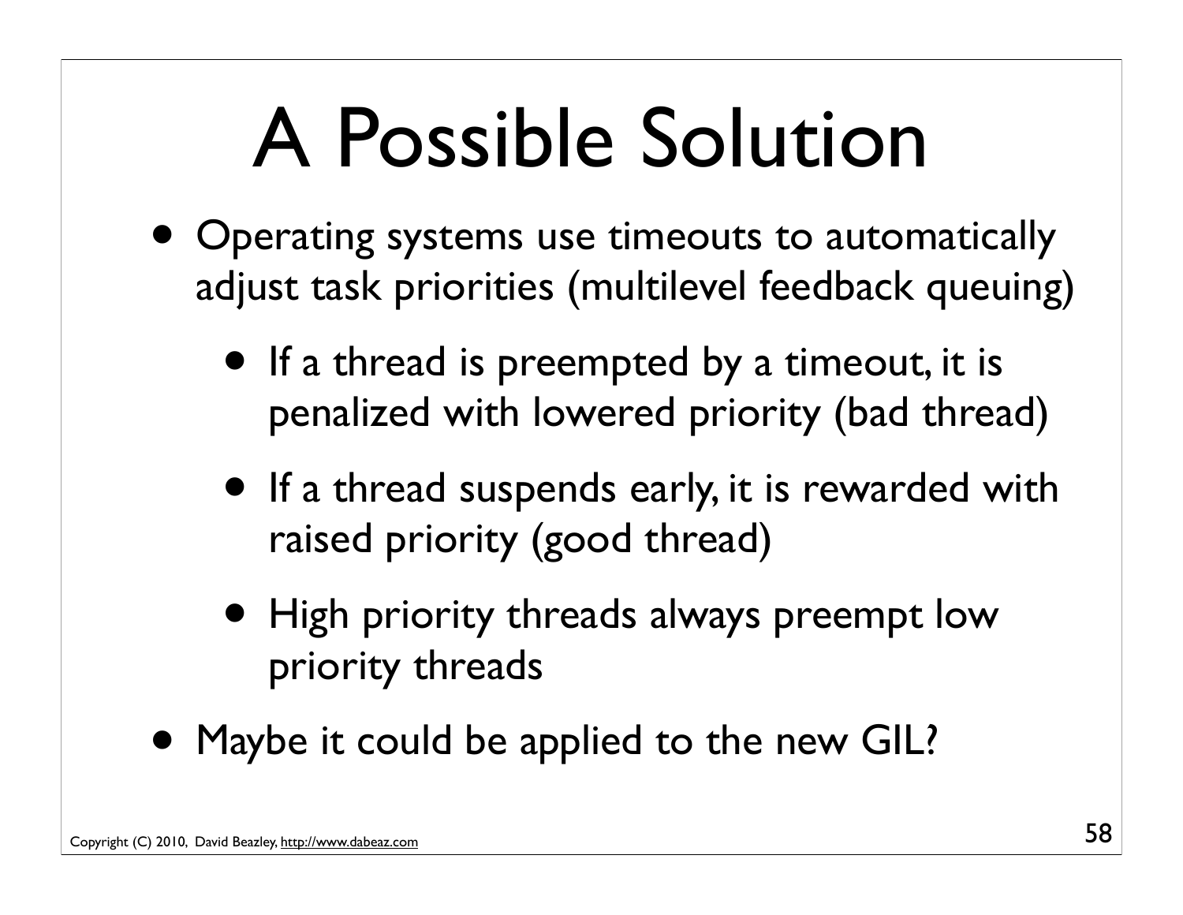# A Possible Solution

- Operating systems use timeouts to automatically adjust task priorities (multilevel feedback queuing)
  - If a thread is preempted by a timeout, it is penalized with lowered priority (bad thread)
  - If a thread suspends early, it is rewarded with raised priority (good thread)
  - High priority threads always preempt low priority threads
- Maybe it could be applied to the new GIL?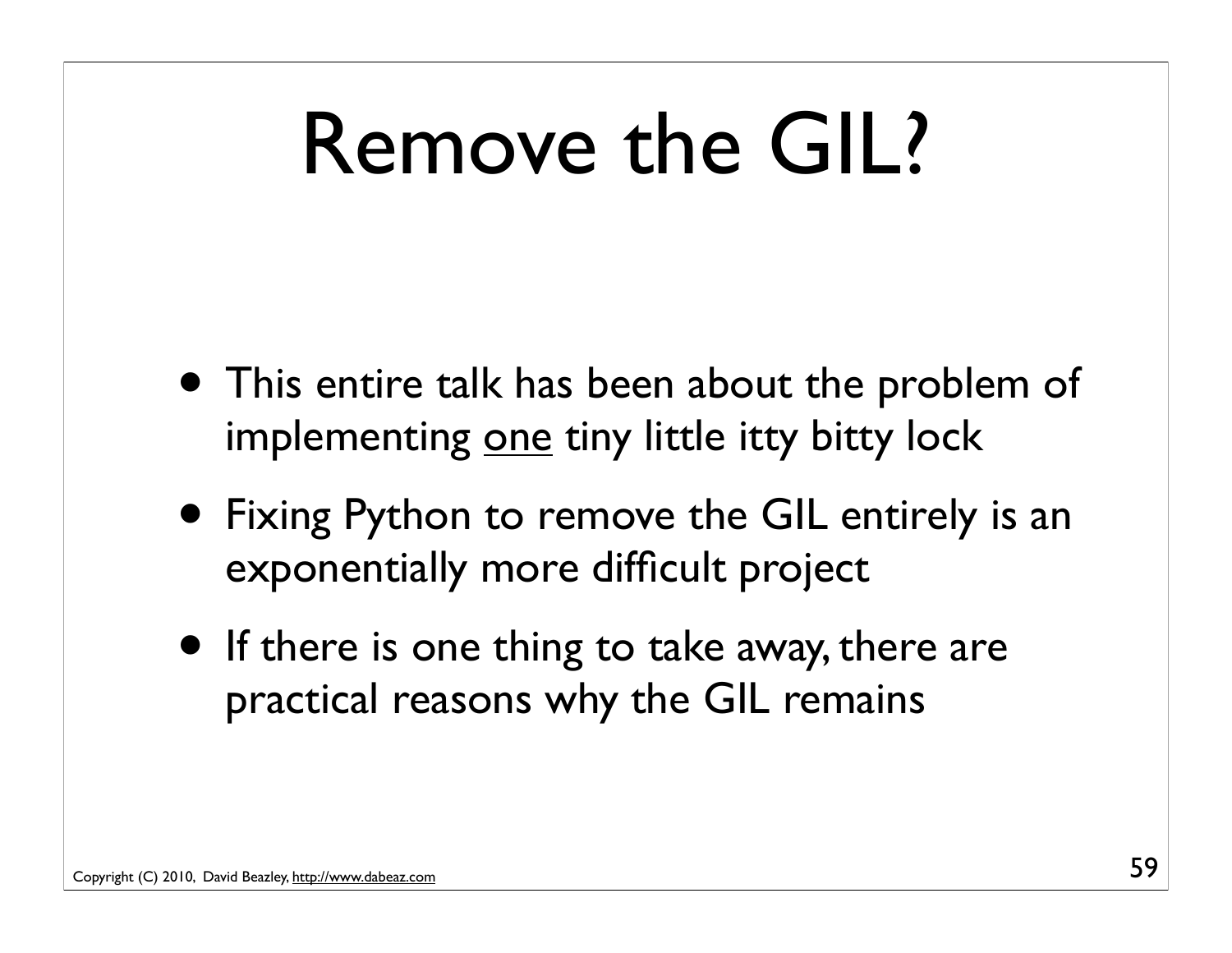# Remove the GIL?

- This entire talk has been about the problem of implementing <u>one</u> tiny little itty bitty lock
- Fixing Python to remove the GIL entirely is an exponentially more difficult project
- If there is one thing to take away, there are practical reasons why the GIL remains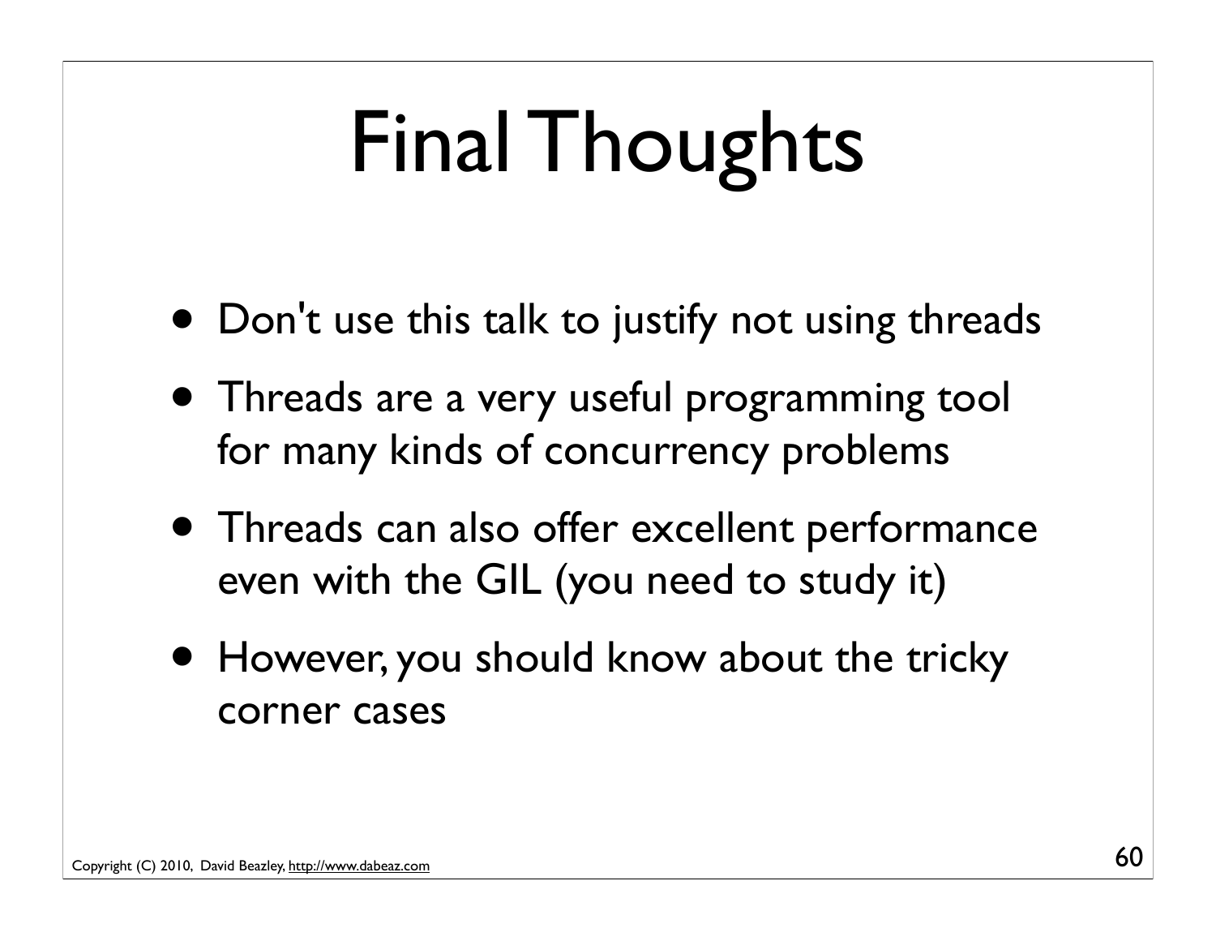# Final Thoughts

- Don't use this talk to justify not using threads
- Threads are a very useful programming tool for many kinds of concurrency problems
- Threads can also offer excellent performance even with the GIL (you need to study it)
- However, you should know about the tricky corner cases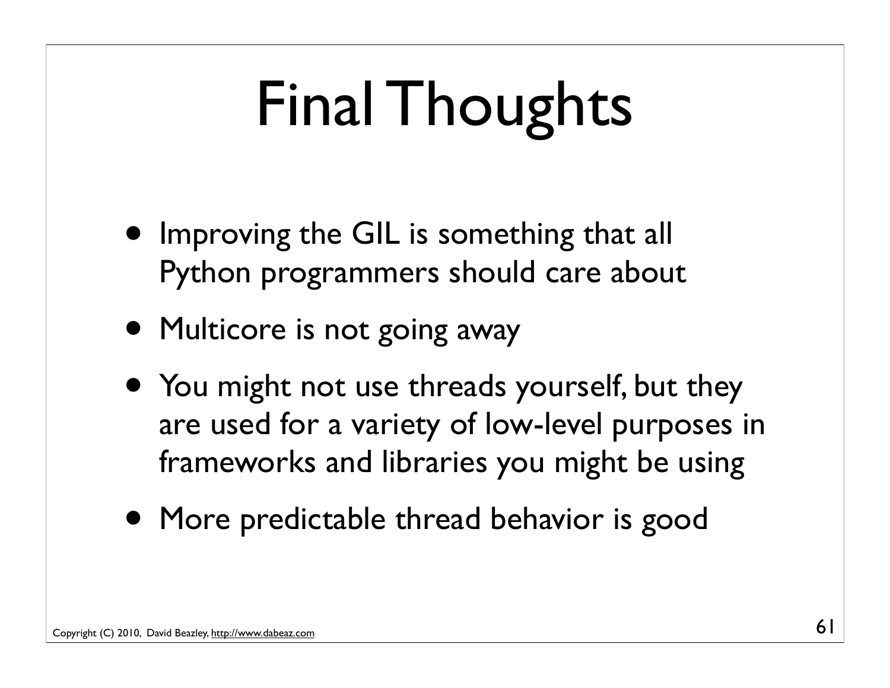# Final Thoughts

- Improving the GIL is something that all Python programmers should care about
- Multicore is not going away
- You might not use threads yourself, but they are used for a variety of low-level purposes in frameworks and libraries you might be using
- More predictable thread behavior is good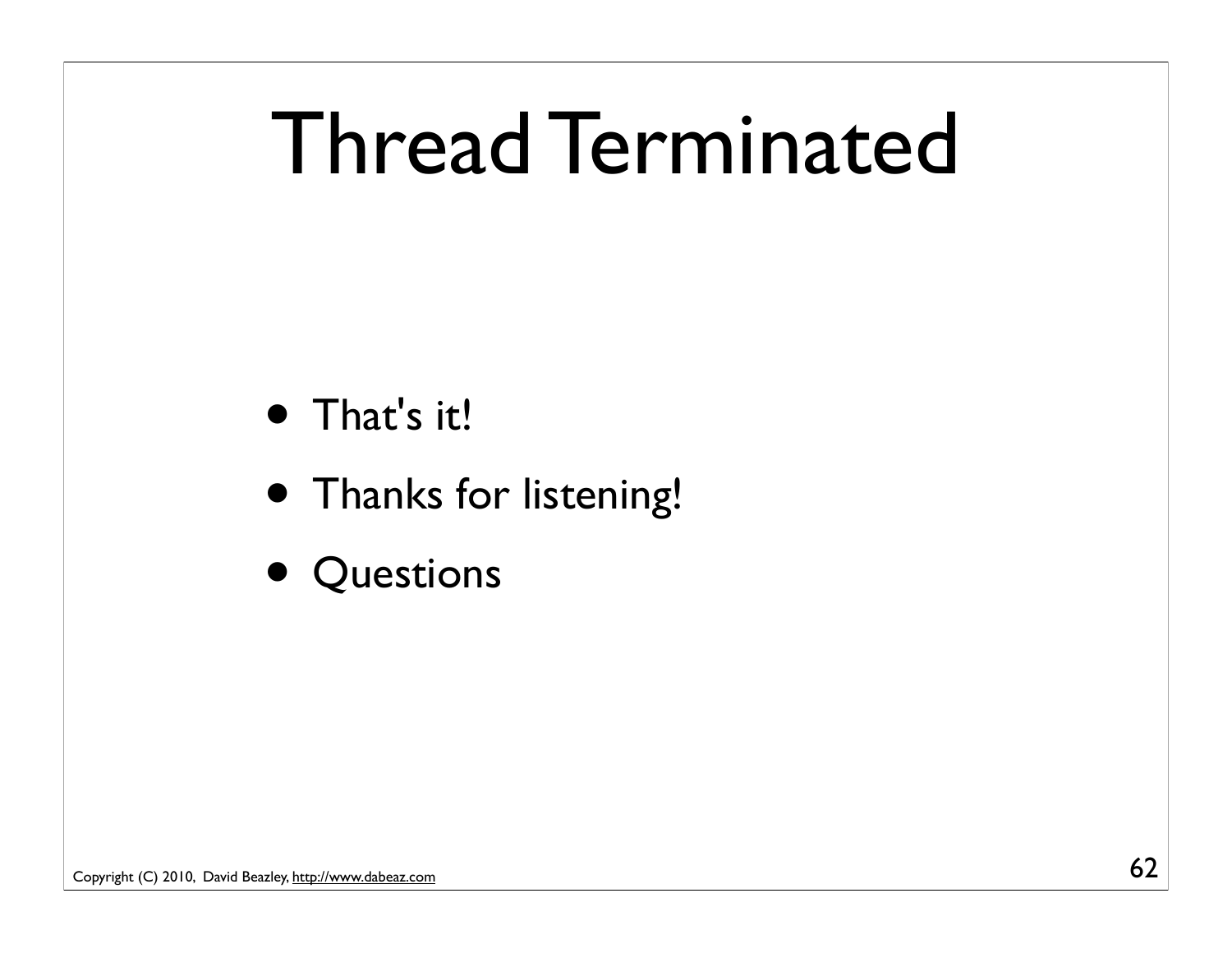# Thread Terminated

- That's it!
- Thanks for listening!
- Questions